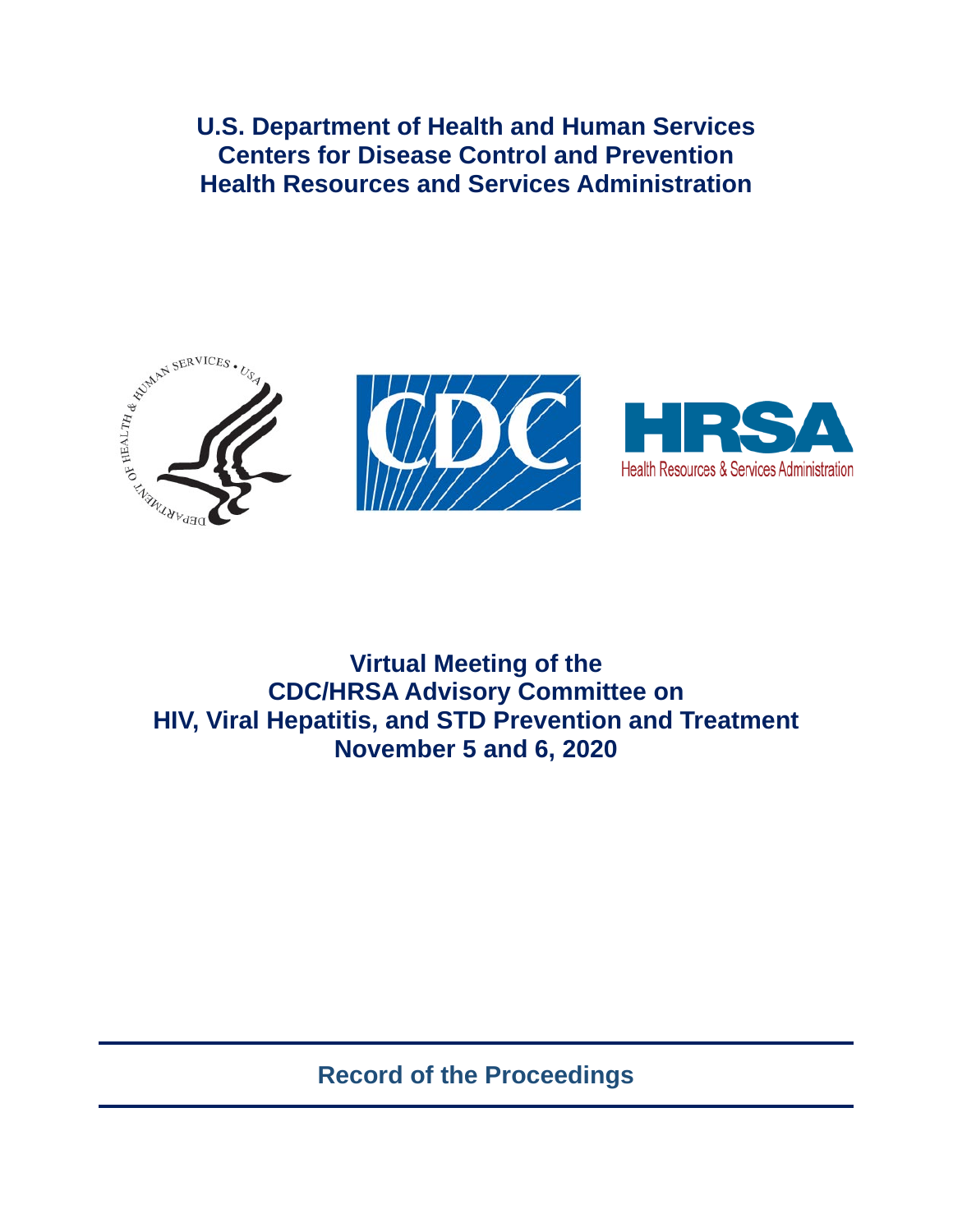**U.S. Department of Health and Human Services**
**Centers for Disease Control and Prevention**
**Health Resources and Services Administration**

# Virtual Meeting of the CDC/HRSA Advisory Committee on HIV, Viral Hepatitis, and STD Prevention and Treatment

**November 5 and 6, 2020**

## Record of the Proceedings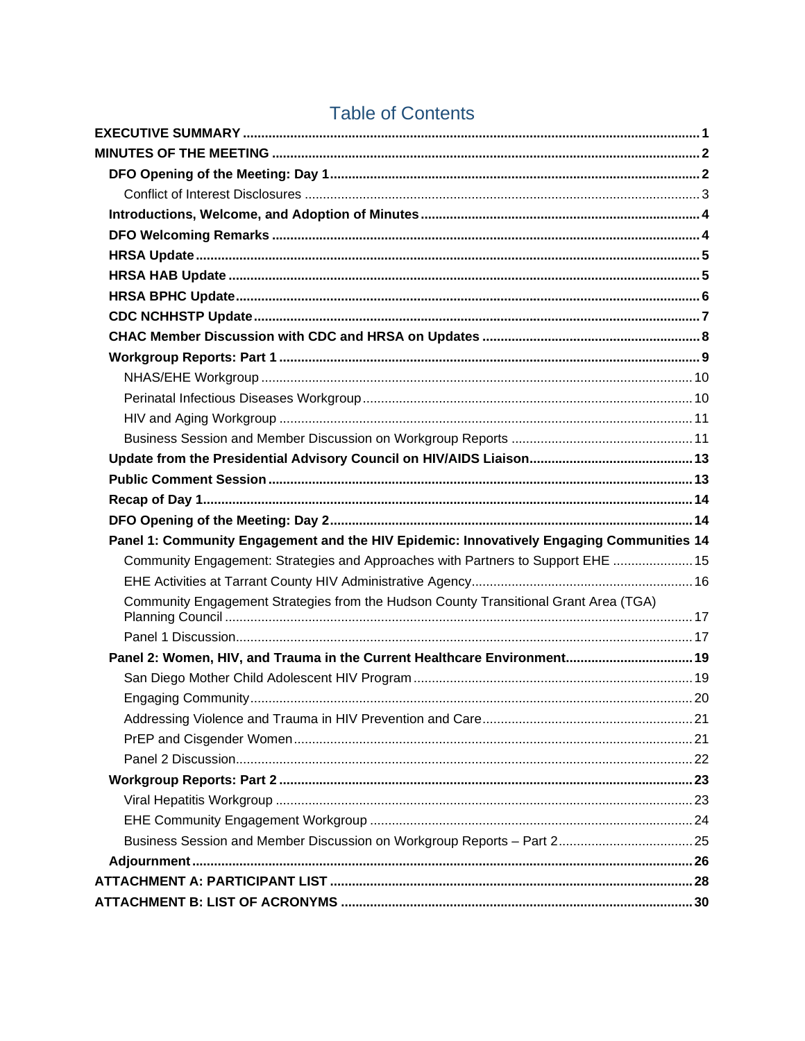# Table of Contents

**EXECUTIVE SUMMARY** ..... 1

**MINUTES OF THE MEETING** ..... 2

- **DFO Opening of the Meeting: Day 1** ..... 2
  - Conflict of Interest Disclosures ..... 3
- **Introductions, Welcome, and Adoption of Minutes** ..... 4
- **DFO Welcoming Remarks** ..... 4
- **HRSA Update** ..... 5
- **HRSA HAB Update** ..... 5
- **HRSA BPHC Update** ..... 6
- **CDC NCHHSTP Update** ..... 7
- **CHAC Member Discussion with CDC and HRSA on Updates** ..... 8
- **Workgroup Reports: Part 1** ..... 9
  - NHAS/EHE Workgroup ..... 10
  - Perinatal Infectious Diseases Workgroup ..... 10
  - HIV and Aging Workgroup ..... 11
  - Business Session and Member Discussion on Workgroup Reports ..... 11
- **Update from the Presidential Advisory Council on HIV/AIDS Liaison** ..... 13
- **Public Comment Session** ..... 13
- **Recap of Day 1** ..... 14
- **DFO Opening of the Meeting: Day 2** ..... 14
- **Panel 1: Community Engagement and the HIV Epidemic: Innovatively Engaging Communities** ..... 14
  - Community Engagement: Strategies and Approaches with Partners to Support EHE ..... 15
  - EHE Activities at Tarrant County HIV Administrative Agency ..... 16
  - Community Engagement Strategies from the Hudson County Transitional Grant Area (TGA) Planning Council ..... 17
  - Panel 1 Discussion ..... 17
- **Panel 2: Women, HIV, and Trauma in the Current Healthcare Environment** ..... 19
  - San Diego Mother Child Adolescent HIV Program ..... 19
  - Engaging Community ..... 20
  - Addressing Violence and Trauma in HIV Prevention and Care ..... 21
  - PrEP and Cisgender Women ..... 21
  - Panel 2 Discussion ..... 22
- **Workgroup Reports: Part 2** ..... 23
  - Viral Hepatitis Workgroup ..... 23
  - EHE Community Engagement Workgroup ..... 24
  - Business Session and Member Discussion on Workgroup Reports – Part 2 ..... 25
- **Adjournment** ..... 26

**ATTACHMENT A: PARTICIPANT LIST** ..... 28

**ATTACHMENT B: LIST OF ACRONYMS** ..... 30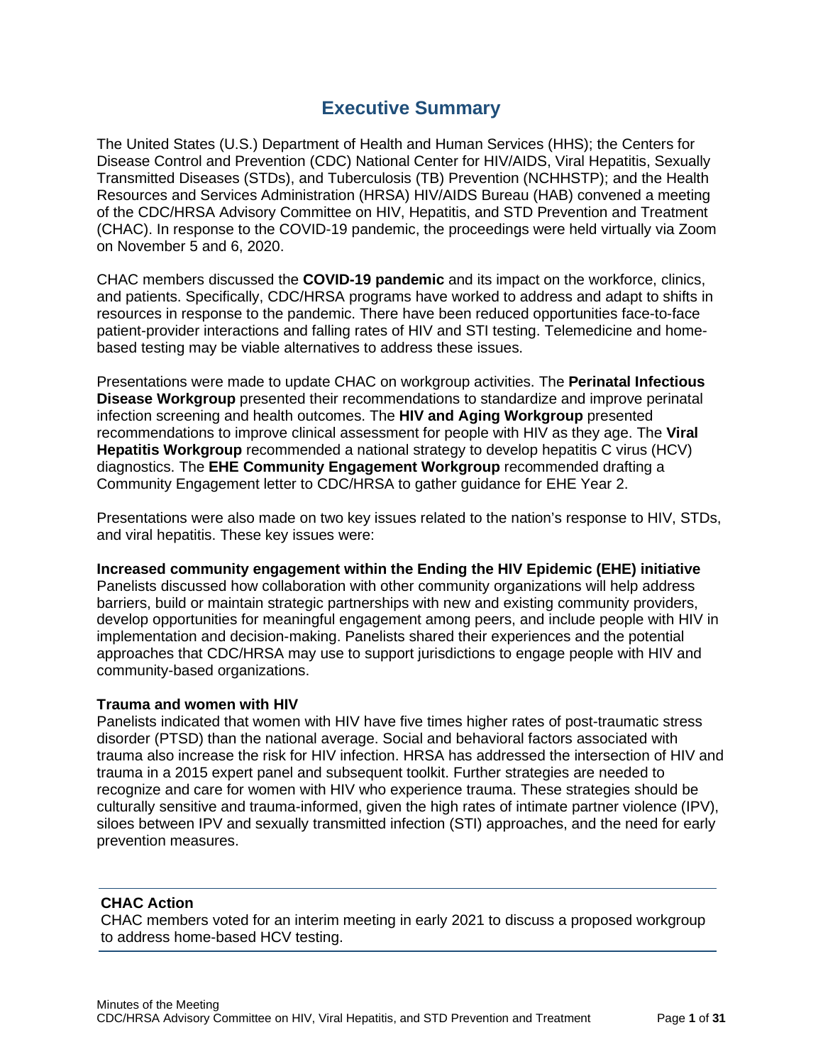# Executive Summary

The United States (U.S.) Department of Health and Human Services (HHS); the Centers for Disease Control and Prevention (CDC) National Center for HIV/AIDS, Viral Hepatitis, Sexually Transmitted Diseases (STDs), and Tuberculosis (TB) Prevention (NCHHSTP); and the Health Resources and Services Administration (HRSA) HIV/AIDS Bureau (HAB) convened a meeting of the CDC/HRSA Advisory Committee on HIV, Hepatitis, and STD Prevention and Treatment (CHAC). In response to the COVID-19 pandemic, the proceedings were held virtually via Zoom on November 5 and 6, 2020.

CHAC members discussed the **COVID-19 pandemic** and its impact on the workforce, clinics, and patients. Specifically, CDC/HRSA programs have worked to address and adapt to shifts in resources in response to the pandemic. There have been reduced opportunities face-to-face patient-provider interactions and falling rates of HIV and STI testing. Telemedicine and home-based testing may be viable alternatives to address these issues.

Presentations were made to update CHAC on workgroup activities. The **Perinatal Infectious Disease Workgroup** presented their recommendations to standardize and improve perinatal infection screening and health outcomes. The **HIV and Aging Workgroup** presented recommendations to improve clinical assessment for people with HIV as they age. The **Viral Hepatitis Workgroup** recommended a national strategy to develop hepatitis C virus (HCV) diagnostics. The **EHE Community Engagement Workgroup** recommended drafting a Community Engagement letter to CDC/HRSA to gather guidance for EHE Year 2.

Presentations were also made on two key issues related to the nation's response to HIV, STDs, and viral hepatitis. These key issues were:

**Increased community engagement within the Ending the HIV Epidemic (EHE) initiative**
Panelists discussed how collaboration with other community organizations will help address barriers, build or maintain strategic partnerships with new and existing community providers, develop opportunities for meaningful engagement among peers, and include people with HIV in implementation and decision-making. Panelists shared their experiences and the potential approaches that CDC/HRSA may use to support jurisdictions to engage people with HIV and community-based organizations.

**Trauma and women with HIV**
Panelists indicated that women with HIV have five times higher rates of post-traumatic stress disorder (PTSD) than the national average. Social and behavioral factors associated with trauma also increase the risk for HIV infection. HRSA has addressed the intersection of HIV and trauma in a 2015 expert panel and subsequent toolkit. Further strategies are needed to recognize and care for women with HIV who experience trauma. These strategies should be culturally sensitive and trauma-informed, given the high rates of intimate partner violence (IPV), siloes between IPV and sexually transmitted infection (STI) approaches, and the need for early prevention measures.

---

**CHAC Action**
CHAC members voted for an interim meeting in early 2021 to discuss a proposed workgroup to address home-based HCV testing.

---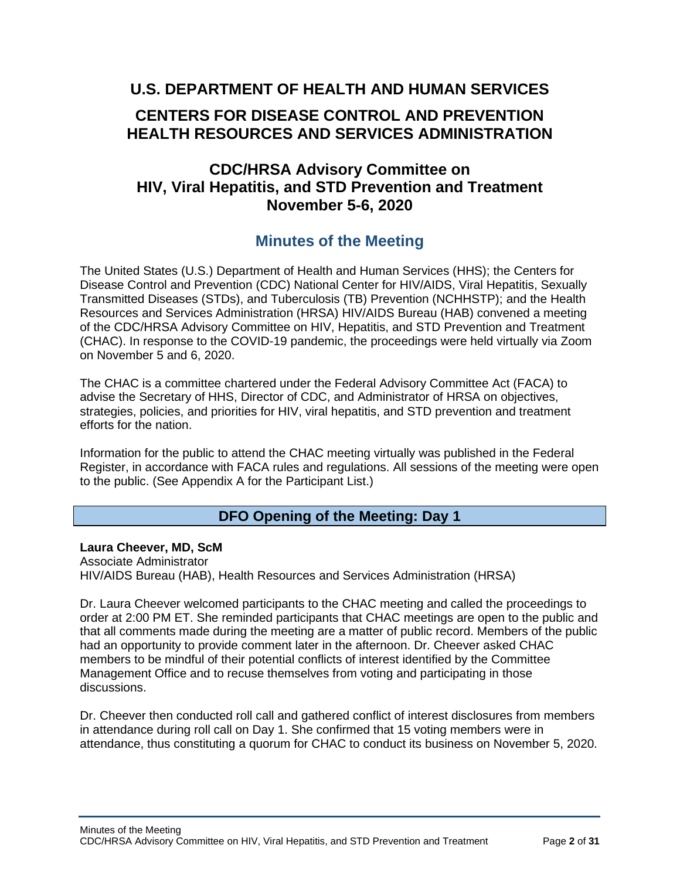# U.S. DEPARTMENT OF HEALTH AND HUMAN SERVICES

## CENTERS FOR DISEASE CONTROL AND PREVENTION
## HEALTH RESOURCES AND SERVICES ADMINISTRATION

## CDC/HRSA Advisory Committee on HIV, Viral Hepatitis, and STD Prevention and Treatment November 5-6, 2020

## Minutes of the Meeting

The United States (U.S.) Department of Health and Human Services (HHS); the Centers for Disease Control and Prevention (CDC) National Center for HIV/AIDS, Viral Hepatitis, Sexually Transmitted Diseases (STDs), and Tuberculosis (TB) Prevention (NCHHSTP); and the Health Resources and Services Administration (HRSA) HIV/AIDS Bureau (HAB) convened a meeting of the CDC/HRSA Advisory Committee on HIV, Hepatitis, and STD Prevention and Treatment (CHAC). In response to the COVID-19 pandemic, the proceedings were held virtually via Zoom on November 5 and 6, 2020.

The CHAC is a committee chartered under the Federal Advisory Committee Act (FACA) to advise the Secretary of HHS, Director of CDC, and Administrator of HRSA on objectives, strategies, policies, and priorities for HIV, viral hepatitis, and STD prevention and treatment efforts for the nation.

Information for the public to attend the CHAC meeting virtually was published in the Federal Register, in accordance with FACA rules and regulations. All sessions of the meeting were open to the public. (See Appendix A for the Participant List.)

## DFO Opening of the Meeting: Day 1

**Laura Cheever, MD, ScM**
Associate Administrator
HIV/AIDS Bureau (HAB), Health Resources and Services Administration (HRSA)

Dr. Laura Cheever welcomed participants to the CHAC meeting and called the proceedings to order at 2:00 PM ET. She reminded participants that CHAC meetings are open to the public and that all comments made during the meeting are a matter of public record. Members of the public had an opportunity to provide comment later in the afternoon. Dr. Cheever asked CHAC members to be mindful of their potential conflicts of interest identified by the Committee Management Office and to recuse themselves from voting and participating in those discussions.

Dr. Cheever then conducted roll call and gathered conflict of interest disclosures from members in attendance during roll call on Day 1. She confirmed that 15 voting members were in attendance, thus constituting a quorum for CHAC to conduct its business on November 5, 2020.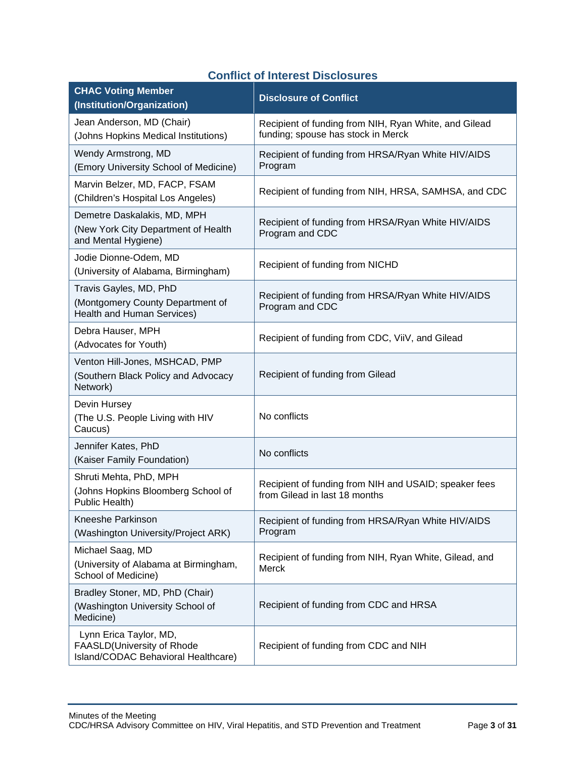## Conflict of Interest Disclosures

| CHAC Voting Member (Institution/Organization) | Disclosure of Conflict |
|---|---|
| Jean Anderson, MD (Chair) (Johns Hopkins Medical Institutions) | Recipient of funding from NIH, Ryan White, and Gilead funding; spouse has stock in Merck |
| Wendy Armstrong, MD (Emory University School of Medicine) | Recipient of funding from HRSA/Ryan White HIV/AIDS Program |
| Marvin Belzer, MD, FACP, FSAM (Children's Hospital Los Angeles) | Recipient of funding from NIH, HRSA, SAMHSA, and CDC |
| Demetre Daskalakis, MD, MPH (New York City Department of Health and Mental Hygiene) | Recipient of funding from HRSA/Ryan White HIV/AIDS Program and CDC |
| Jodie Dionne-Odem, MD (University of Alabama, Birmingham) | Recipient of funding from NICHD |
| Travis Gayles, MD, PhD (Montgomery County Department of Health and Human Services) | Recipient of funding from HRSA/Ryan White HIV/AIDS Program and CDC |
| Debra Hauser, MPH (Advocates for Youth) | Recipient of funding from CDC, ViiV, and Gilead |
| Venton Hill-Jones, MSHCAD, PMP (Southern Black Policy and Advocacy Network) | Recipient of funding from Gilead |
| Devin Hursey (The U.S. People Living with HIV Caucus) | No conflicts |
| Jennifer Kates, PhD (Kaiser Family Foundation) | No conflicts |
| Shruti Mehta, PhD, MPH (Johns Hopkins Bloomberg School of Public Health) | Recipient of funding from NIH and USAID; speaker fees from Gilead in last 18 months |
| Kneeshe Parkinson (Washington University/Project ARK) | Recipient of funding from HRSA/Ryan White HIV/AIDS Program |
| Michael Saag, MD (University of Alabama at Birmingham, School of Medicine) | Recipient of funding from NIH, Ryan White, Gilead, and Merck |
| Bradley Stoner, MD, PhD (Chair) (Washington University School of Medicine) | Recipient of funding from CDC and HRSA |
| Lynn Erica Taylor, MD, FAASLD(University of Rhode Island/CODAC Behavioral Healthcare) | Recipient of funding from CDC and NIH |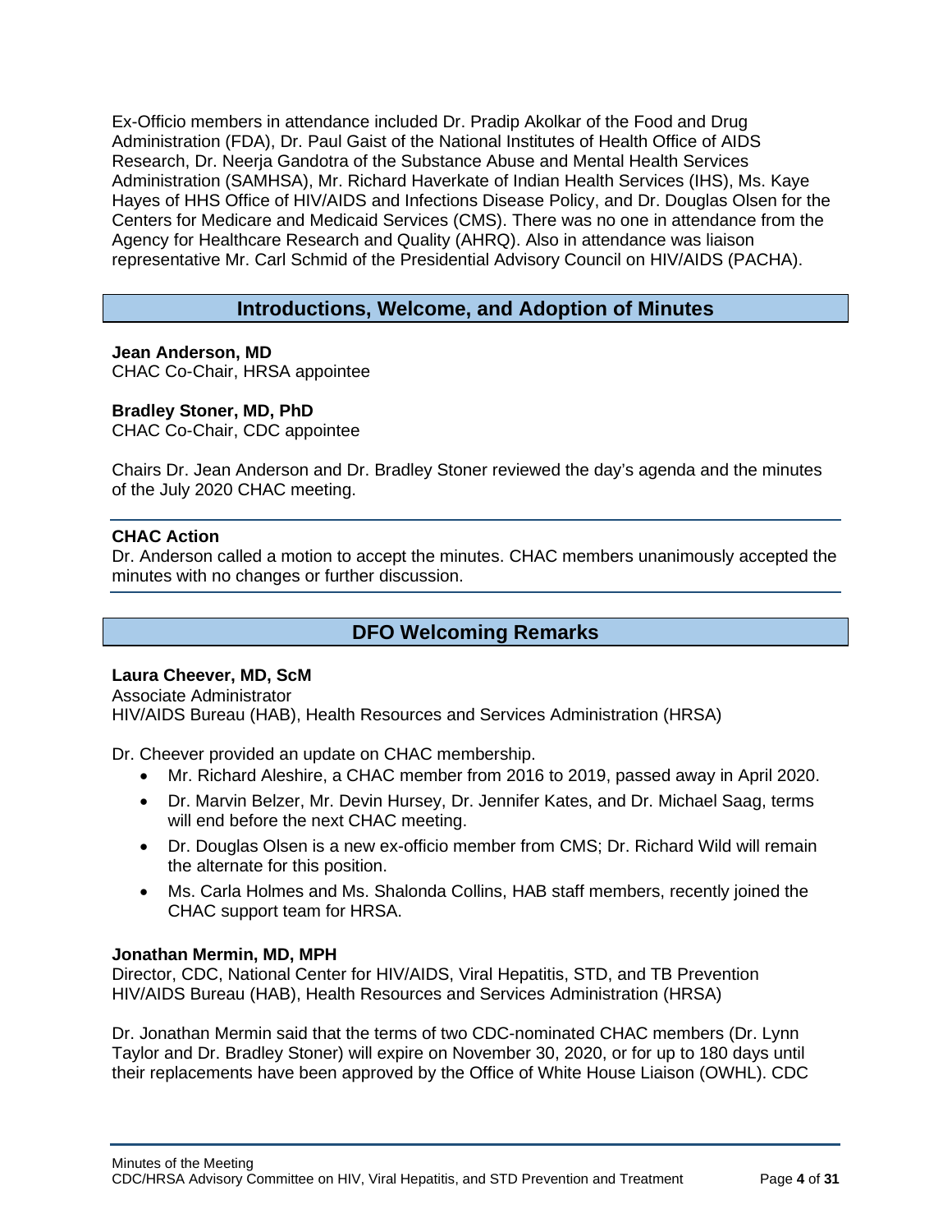Ex-Officio members in attendance included Dr. Pradip Akolkar of the Food and Drug Administration (FDA), Dr. Paul Gaist of the National Institutes of Health Office of AIDS Research, Dr. Neerja Gandotra of the Substance Abuse and Mental Health Services Administration (SAMHSA), Mr. Richard Haverkate of Indian Health Services (IHS), Ms. Kaye Hayes of HHS Office of HIV/AIDS and Infections Disease Policy, and Dr. Douglas Olsen for the Centers for Medicare and Medicaid Services (CMS). There was no one in attendance from the Agency for Healthcare Research and Quality (AHRQ). Also in attendance was liaison representative Mr. Carl Schmid of the Presidential Advisory Council on HIV/AIDS (PACHA).

## Introductions, Welcome, and Adoption of Minutes

**Jean Anderson, MD**
CHAC Co-Chair, HRSA appointee

**Bradley Stoner, MD, PhD**
CHAC Co-Chair, CDC appointee

Chairs Dr. Jean Anderson and Dr. Bradley Stoner reviewed the day's agenda and the minutes of the July 2020 CHAC meeting.

**CHAC Action**
Dr. Anderson called a motion to accept the minutes. CHAC members unanimously accepted the minutes with no changes or further discussion.

## DFO Welcoming Remarks

**Laura Cheever, MD, ScM**
Associate Administrator
HIV/AIDS Bureau (HAB), Health Resources and Services Administration (HRSA)

Dr. Cheever provided an update on CHAC membership.

- Mr. Richard Aleshire, a CHAC member from 2016 to 2019, passed away in April 2020.
- Dr. Marvin Belzer, Mr. Devin Hursey, Dr. Jennifer Kates, and Dr. Michael Saag, terms will end before the next CHAC meeting.
- Dr. Douglas Olsen is a new ex-officio member from CMS; Dr. Richard Wild will remain the alternate for this position.
- Ms. Carla Holmes and Ms. Shalonda Collins, HAB staff members, recently joined the CHAC support team for HRSA.

**Jonathan Mermin, MD, MPH**
Director, CDC, National Center for HIV/AIDS, Viral Hepatitis, STD, and TB Prevention
HIV/AIDS Bureau (HAB), Health Resources and Services Administration (HRSA)

Dr. Jonathan Mermin said that the terms of two CDC-nominated CHAC members (Dr. Lynn Taylor and Dr. Bradley Stoner) will expire on November 30, 2020, or for up to 180 days until their replacements have been approved by the Office of White House Liaison (OWHL). CDC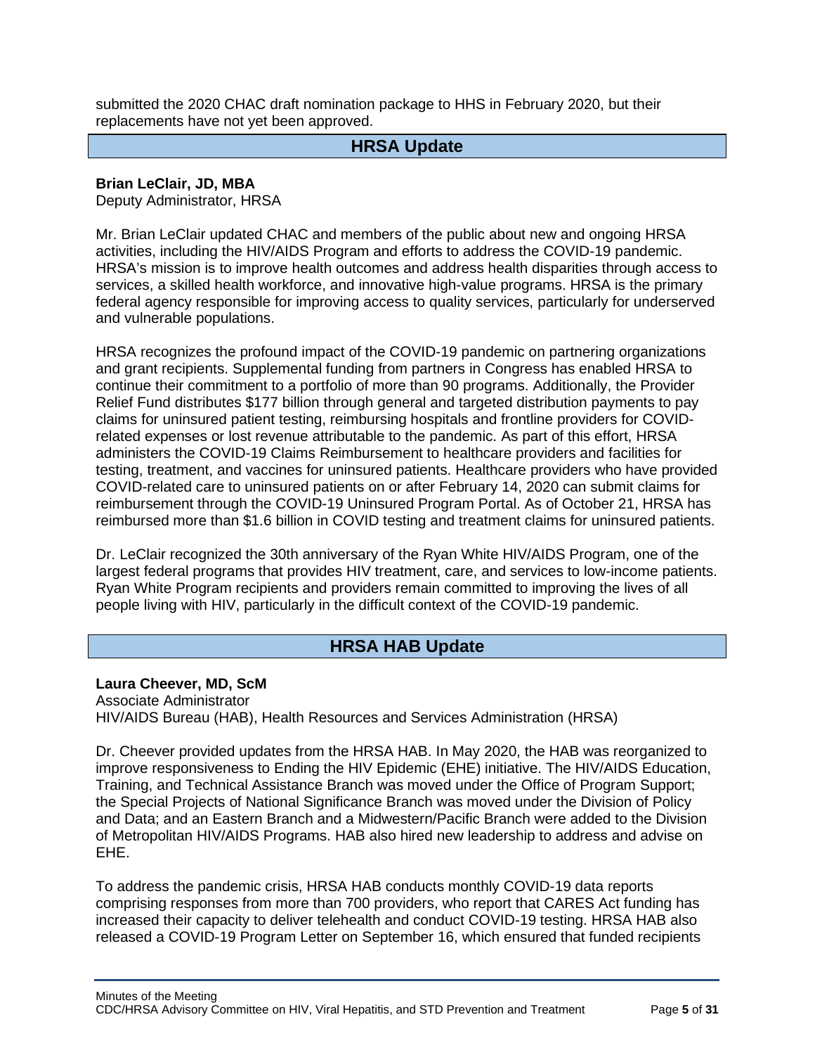submitted the 2020 CHAC draft nomination package to HHS in February 2020, but their replacements have not yet been approved.

## HRSA Update

**Brian LeClair, JD, MBA**
Deputy Administrator, HRSA

Mr. Brian LeClair updated CHAC and members of the public about new and ongoing HRSA activities, including the HIV/AIDS Program and efforts to address the COVID-19 pandemic. HRSA's mission is to improve health outcomes and address health disparities through access to services, a skilled health workforce, and innovative high-value programs. HRSA is the primary federal agency responsible for improving access to quality services, particularly for underserved and vulnerable populations.

HRSA recognizes the profound impact of the COVID-19 pandemic on partnering organizations and grant recipients. Supplemental funding from partners in Congress has enabled HRSA to continue their commitment to a portfolio of more than 90 programs. Additionally, the Provider Relief Fund distributes $177 billion through general and targeted distribution payments to pay claims for uninsured patient testing, reimbursing hospitals and frontline providers for COVID-related expenses or lost revenue attributable to the pandemic. As part of this effort, HRSA administers the COVID-19 Claims Reimbursement to healthcare providers and facilities for testing, treatment, and vaccines for uninsured patients. Healthcare providers who have provided COVID-related care to uninsured patients on or after February 14, 2020 can submit claims for reimbursement through the COVID-19 Uninsured Program Portal. As of October 21, HRSA has reimbursed more than $1.6 billion in COVID testing and treatment claims for uninsured patients.

Dr. LeClair recognized the 30th anniversary of the Ryan White HIV/AIDS Program, one of the largest federal programs that provides HIV treatment, care, and services to low-income patients. Ryan White Program recipients and providers remain committed to improving the lives of all people living with HIV, particularly in the difficult context of the COVID-19 pandemic.

## HRSA HAB Update

**Laura Cheever, MD, ScM**
Associate Administrator
HIV/AIDS Bureau (HAB), Health Resources and Services Administration (HRSA)

Dr. Cheever provided updates from the HRSA HAB. In May 2020, the HAB was reorganized to improve responsiveness to Ending the HIV Epidemic (EHE) initiative. The HIV/AIDS Education, Training, and Technical Assistance Branch was moved under the Office of Program Support; the Special Projects of National Significance Branch was moved under the Division of Policy and Data; and an Eastern Branch and a Midwestern/Pacific Branch were added to the Division of Metropolitan HIV/AIDS Programs. HAB also hired new leadership to address and advise on EHE.

To address the pandemic crisis, HRSA HAB conducts monthly COVID-19 data reports comprising responses from more than 700 providers, who report that CARES Act funding has increased their capacity to deliver telehealth and conduct COVID-19 testing. HRSA HAB also released a COVID-19 Program Letter on September 16, which ensured that funded recipients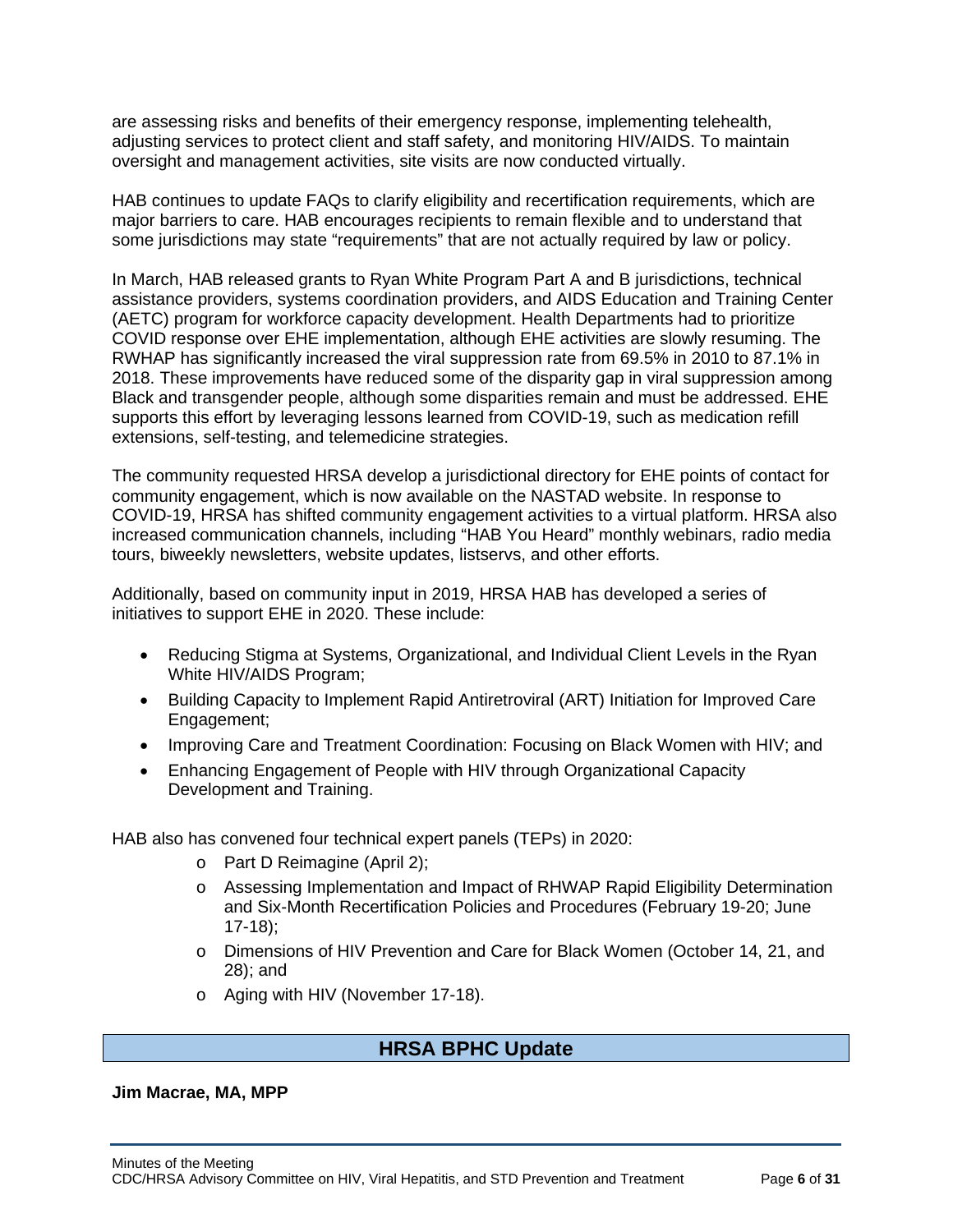are assessing risks and benefits of their emergency response, implementing telehealth, adjusting services to protect client and staff safety, and monitoring HIV/AIDS. To maintain oversight and management activities, site visits are now conducted virtually.

HAB continues to update FAQs to clarify eligibility and recertification requirements, which are major barriers to care. HAB encourages recipients to remain flexible and to understand that some jurisdictions may state "requirements" that are not actually required by law or policy.

In March, HAB released grants to Ryan White Program Part A and B jurisdictions, technical assistance providers, systems coordination providers, and AIDS Education and Training Center (AETC) program for workforce capacity development. Health Departments had to prioritize COVID response over EHE implementation, although EHE activities are slowly resuming. The RWHAP has significantly increased the viral suppression rate from 69.5% in 2010 to 87.1% in 2018. These improvements have reduced some of the disparity gap in viral suppression among Black and transgender people, although some disparities remain and must be addressed. EHE supports this effort by leveraging lessons learned from COVID-19, such as medication refill extensions, self-testing, and telemedicine strategies.

The community requested HRSA develop a jurisdictional directory for EHE points of contact for community engagement, which is now available on the NASTAD website. In response to COVID-19, HRSA has shifted community engagement activities to a virtual platform. HRSA also increased communication channels, including "HAB You Heard" monthly webinars, radio media tours, biweekly newsletters, website updates, listservs, and other efforts.

Additionally, based on community input in 2019, HRSA HAB has developed a series of initiatives to support EHE in 2020. These include:

- Reducing Stigma at Systems, Organizational, and Individual Client Levels in the Ryan White HIV/AIDS Program;
- Building Capacity to Implement Rapid Antiretroviral (ART) Initiation for Improved Care Engagement;
- Improving Care and Treatment Coordination: Focusing on Black Women with HIV; and
- Enhancing Engagement of People with HIV through Organizational Capacity Development and Training.

HAB also has convened four technical expert panels (TEPs) in 2020:

- Part D Reimagine (April 2);
- Assessing Implementation and Impact of RHWAP Rapid Eligibility Determination and Six-Month Recertification Policies and Procedures (February 19-20; June 17-18);
- Dimensions of HIV Prevention and Care for Black Women (October 14, 21, and 28); and
- Aging with HIV (November 17-18).

## HRSA BPHC Update

**Jim Macrae, MA, MPP**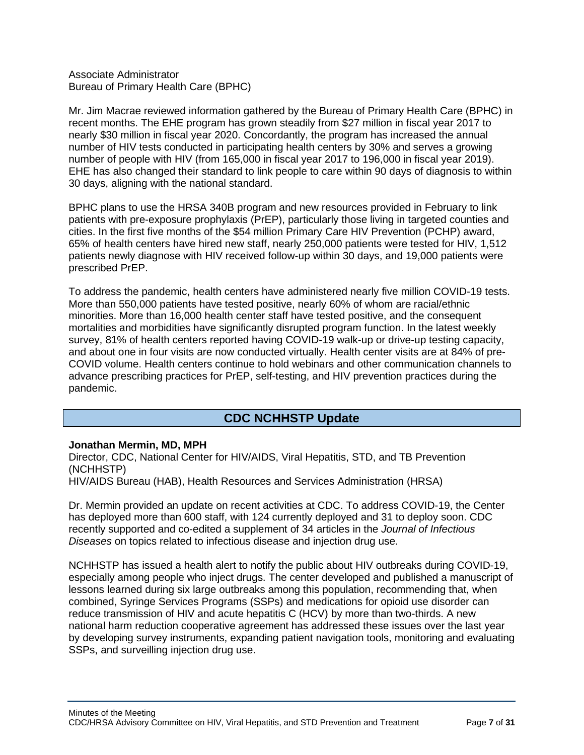Associate Administrator
Bureau of Primary Health Care (BPHC)

Mr. Jim Macrae reviewed information gathered by the Bureau of Primary Health Care (BPHC) in recent months. The EHE program has grown steadily from $27 million in fiscal year 2017 to nearly $30 million in fiscal year 2020. Concordantly, the program has increased the annual number of HIV tests conducted in participating health centers by 30% and serves a growing number of people with HIV (from 165,000 in fiscal year 2017 to 196,000 in fiscal year 2019). EHE has also changed their standard to link people to care within 90 days of diagnosis to within 30 days, aligning with the national standard.

BPHC plans to use the HRSA 340B program and new resources provided in February to link patients with pre-exposure prophylaxis (PrEP), particularly those living in targeted counties and cities. In the first five months of the $54 million Primary Care HIV Prevention (PCHP) award, 65% of health centers have hired new staff, nearly 250,000 patients were tested for HIV, 1,512 patients newly diagnose with HIV received follow-up within 30 days, and 19,000 patients were prescribed PrEP.

To address the pandemic, health centers have administered nearly five million COVID-19 tests. More than 550,000 patients have tested positive, nearly 60% of whom are racial/ethnic minorities. More than 16,000 health center staff have tested positive, and the consequent mortalities and morbidities have significantly disrupted program function. In the latest weekly survey, 81% of health centers reported having COVID-19 walk-up or drive-up testing capacity, and about one in four visits are now conducted virtually. Health center visits are at 84% of pre-COVID volume. Health centers continue to hold webinars and other communication channels to advance prescribing practices for PrEP, self-testing, and HIV prevention practices during the pandemic.

## CDC NCHHSTP Update

**Jonathan Mermin, MD, MPH**
Director, CDC, National Center for HIV/AIDS, Viral Hepatitis, STD, and TB Prevention (NCHHSTP)
HIV/AIDS Bureau (HAB), Health Resources and Services Administration (HRSA)

Dr. Mermin provided an update on recent activities at CDC. To address COVID-19, the Center has deployed more than 600 staff, with 124 currently deployed and 31 to deploy soon. CDC recently supported and co-edited a supplement of 34 articles in the *Journal of Infectious Diseases* on topics related to infectious disease and injection drug use.

NCHHSTP has issued a health alert to notify the public about HIV outbreaks during COVID-19, especially among people who inject drugs. The center developed and published a manuscript of lessons learned during six large outbreaks among this population, recommending that, when combined, Syringe Services Programs (SSPs) and medications for opioid use disorder can reduce transmission of HIV and acute hepatitis C (HCV) by more than two-thirds. A new national harm reduction cooperative agreement has addressed these issues over the last year by developing survey instruments, expanding patient navigation tools, monitoring and evaluating SSPs, and surveilling injection drug use.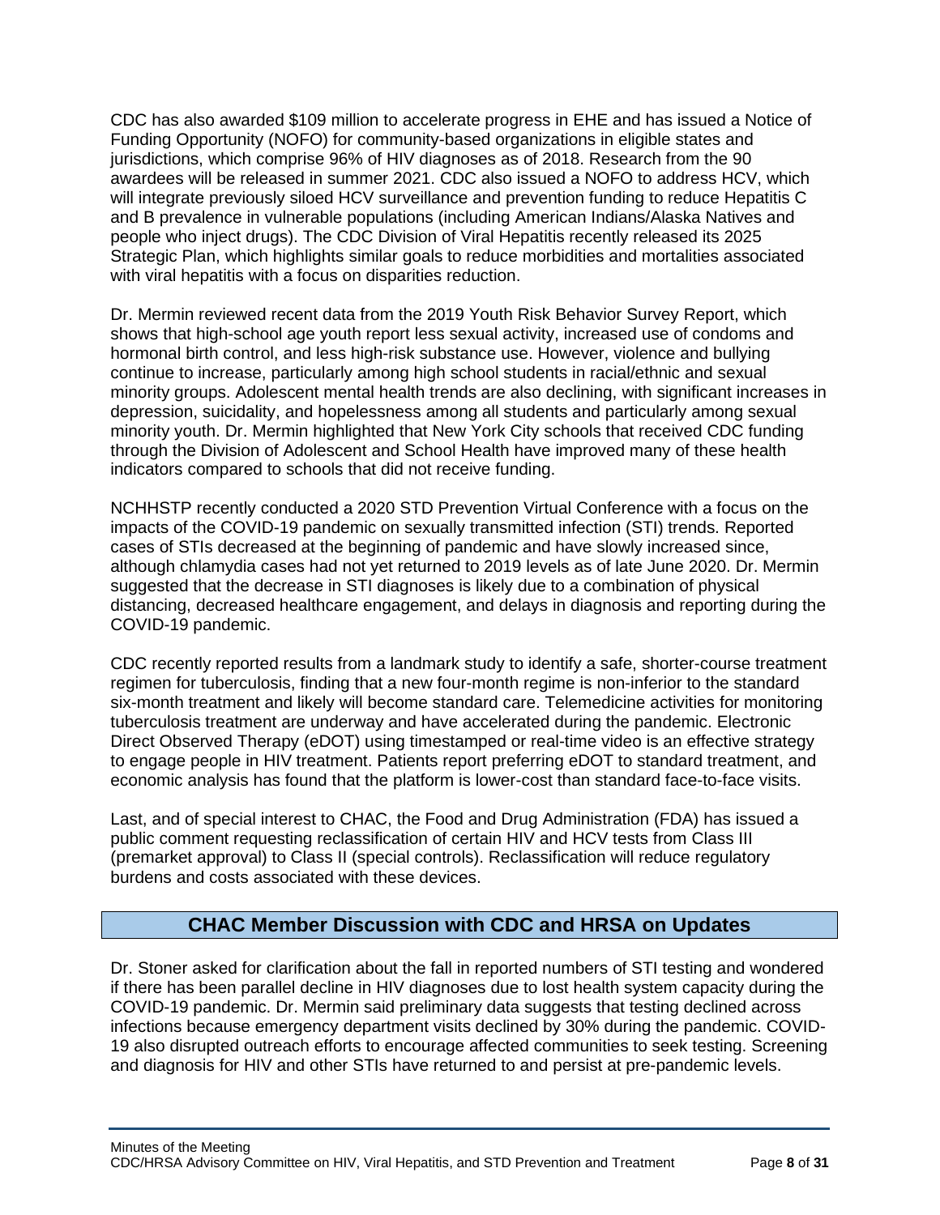CDC has also awarded $109 million to accelerate progress in EHE and has issued a Notice of Funding Opportunity (NOFO) for community-based organizations in eligible states and jurisdictions, which comprise 96% of HIV diagnoses as of 2018. Research from the 90 awardees will be released in summer 2021. CDC also issued a NOFO to address HCV, which will integrate previously siloed HCV surveillance and prevention funding to reduce Hepatitis C and B prevalence in vulnerable populations (including American Indians/Alaska Natives and people who inject drugs). The CDC Division of Viral Hepatitis recently released its 2025 Strategic Plan, which highlights similar goals to reduce morbidities and mortalities associated with viral hepatitis with a focus on disparities reduction.

Dr. Mermin reviewed recent data from the 2019 Youth Risk Behavior Survey Report, which shows that high-school age youth report less sexual activity, increased use of condoms and hormonal birth control, and less high-risk substance use. However, violence and bullying continue to increase, particularly among high school students in racial/ethnic and sexual minority groups. Adolescent mental health trends are also declining, with significant increases in depression, suicidality, and hopelessness among all students and particularly among sexual minority youth. Dr. Mermin highlighted that New York City schools that received CDC funding through the Division of Adolescent and School Health have improved many of these health indicators compared to schools that did not receive funding.

NCHHSTP recently conducted a 2020 STD Prevention Virtual Conference with a focus on the impacts of the COVID-19 pandemic on sexually transmitted infection (STI) trends. Reported cases of STIs decreased at the beginning of pandemic and have slowly increased since, although chlamydia cases had not yet returned to 2019 levels as of late June 2020. Dr. Mermin suggested that the decrease in STI diagnoses is likely due to a combination of physical distancing, decreased healthcare engagement, and delays in diagnosis and reporting during the COVID-19 pandemic.

CDC recently reported results from a landmark study to identify a safe, shorter-course treatment regimen for tuberculosis, finding that a new four-month regime is non-inferior to the standard six-month treatment and likely will become standard care. Telemedicine activities for monitoring tuberculosis treatment are underway and have accelerated during the pandemic. Electronic Direct Observed Therapy (eDOT) using timestamped or real-time video is an effective strategy to engage people in HIV treatment. Patients report preferring eDOT to standard treatment, and economic analysis has found that the platform is lower-cost than standard face-to-face visits.

Last, and of special interest to CHAC, the Food and Drug Administration (FDA) has issued a public comment requesting reclassification of certain HIV and HCV tests from Class III (premarket approval) to Class II (special controls). Reclassification will reduce regulatory burdens and costs associated with these devices.

## CHAC Member Discussion with CDC and HRSA on Updates

Dr. Stoner asked for clarification about the fall in reported numbers of STI testing and wondered if there has been parallel decline in HIV diagnoses due to lost health system capacity during the COVID-19 pandemic. Dr. Mermin said preliminary data suggests that testing declined across infections because emergency department visits declined by 30% during the pandemic. COVID-19 also disrupted outreach efforts to encourage affected communities to seek testing. Screening and diagnosis for HIV and other STIs have returned to and persist at pre-pandemic levels.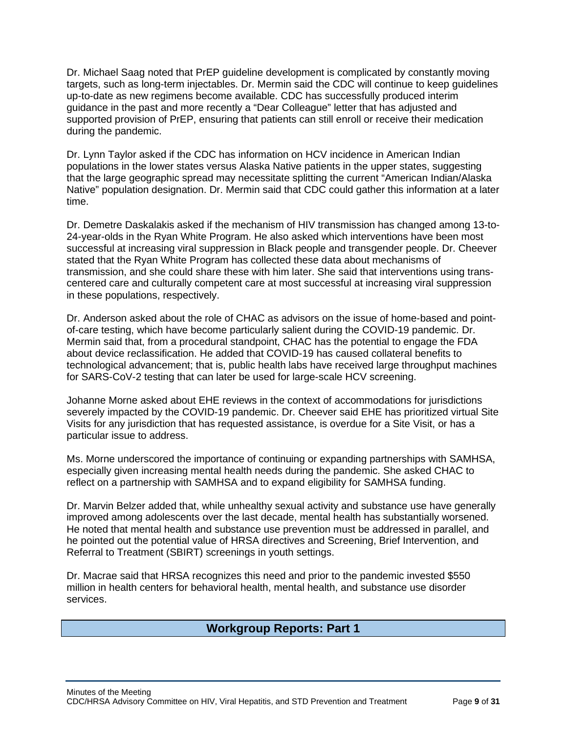Dr. Michael Saag noted that PrEP guideline development is complicated by constantly moving targets, such as long-term injectables. Dr. Mermin said the CDC will continue to keep guidelines up-to-date as new regimens become available. CDC has successfully produced interim guidance in the past and more recently a "Dear Colleague" letter that has adjusted and supported provision of PrEP, ensuring that patients can still enroll or receive their medication during the pandemic.

Dr. Lynn Taylor asked if the CDC has information on HCV incidence in American Indian populations in the lower states versus Alaska Native patients in the upper states, suggesting that the large geographic spread may necessitate splitting the current "American Indian/Alaska Native" population designation. Dr. Mermin said that CDC could gather this information at a later time.

Dr. Demetre Daskalakis asked if the mechanism of HIV transmission has changed among 13-to-24-year-olds in the Ryan White Program. He also asked which interventions have been most successful at increasing viral suppression in Black people and transgender people. Dr. Cheever stated that the Ryan White Program has collected these data about mechanisms of transmission, and she could share these with him later. She said that interventions using trans-centered care and culturally competent care at most successful at increasing viral suppression in these populations, respectively.

Dr. Anderson asked about the role of CHAC as advisors on the issue of home-based and point-of-care testing, which have become particularly salient during the COVID-19 pandemic. Dr. Mermin said that, from a procedural standpoint, CHAC has the potential to engage the FDA about device reclassification. He added that COVID-19 has caused collateral benefits to technological advancement; that is, public health labs have received large throughput machines for SARS-CoV-2 testing that can later be used for large-scale HCV screening.

Johanne Morne asked about EHE reviews in the context of accommodations for jurisdictions severely impacted by the COVID-19 pandemic. Dr. Cheever said EHE has prioritized virtual Site Visits for any jurisdiction that has requested assistance, is overdue for a Site Visit, or has a particular issue to address.

Ms. Morne underscored the importance of continuing or expanding partnerships with SAMHSA, especially given increasing mental health needs during the pandemic. She asked CHAC to reflect on a partnership with SAMHSA and to expand eligibility for SAMHSA funding.

Dr. Marvin Belzer added that, while unhealthy sexual activity and substance use have generally improved among adolescents over the last decade, mental health has substantially worsened. He noted that mental health and substance use prevention must be addressed in parallel, and he pointed out the potential value of HRSA directives and Screening, Brief Intervention, and Referral to Treatment (SBIRT) screenings in youth settings.

Dr. Macrae said that HRSA recognizes this need and prior to the pandemic invested $550 million in health centers for behavioral health, mental health, and substance use disorder services.

## Workgroup Reports: Part 1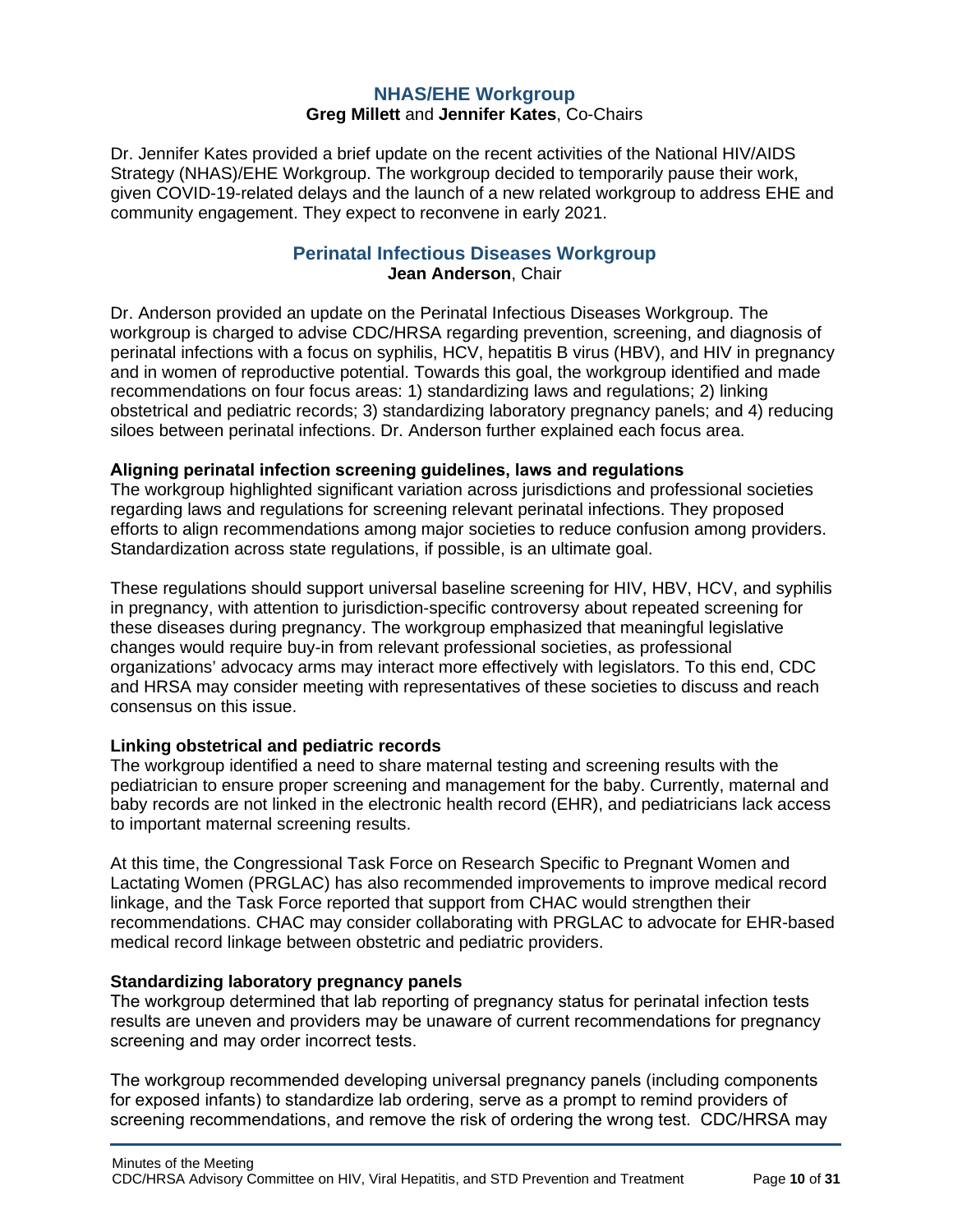## NHAS/EHE Workgroup

**Greg Millett** and **Jennifer Kates**, Co-Chairs

Dr. Jennifer Kates provided a brief update on the recent activities of the National HIV/AIDS Strategy (NHAS)/EHE Workgroup. The workgroup decided to temporarily pause their work, given COVID-19-related delays and the launch of a new related workgroup to address EHE and community engagement. They expect to reconvene in early 2021.

## Perinatal Infectious Diseases Workgroup

**Jean Anderson**, Chair

Dr. Anderson provided an update on the Perinatal Infectious Diseases Workgroup. The workgroup is charged to advise CDC/HRSA regarding prevention, screening, and diagnosis of perinatal infections with a focus on syphilis, HCV, hepatitis B virus (HBV), and HIV in pregnancy and in women of reproductive potential. Towards this goal, the workgroup identified and made recommendations on four focus areas: 1) standardizing laws and regulations; 2) linking obstetrical and pediatric records; 3) standardizing laboratory pregnancy panels; and 4) reducing siloes between perinatal infections. Dr. Anderson further explained each focus area.

**Aligning perinatal infection screening guidelines, laws and regulations**

The workgroup highlighted significant variation across jurisdictions and professional societies regarding laws and regulations for screening relevant perinatal infections. They proposed efforts to align recommendations among major societies to reduce confusion among providers. Standardization across state regulations, if possible, is an ultimate goal.

These regulations should support universal baseline screening for HIV, HBV, HCV, and syphilis in pregnancy, with attention to jurisdiction-specific controversy about repeated screening for these diseases during pregnancy. The workgroup emphasized that meaningful legislative changes would require buy-in from relevant professional societies, as professional organizations' advocacy arms may interact more effectively with legislators. To this end, CDC and HRSA may consider meeting with representatives of these societies to discuss and reach consensus on this issue.

**Linking obstetrical and pediatric records**

The workgroup identified a need to share maternal testing and screening results with the pediatrician to ensure proper screening and management for the baby. Currently, maternal and baby records are not linked in the electronic health record (EHR), and pediatricians lack access to important maternal screening results.

At this time, the Congressional Task Force on Research Specific to Pregnant Women and Lactating Women (PRGLAC) has also recommended improvements to improve medical record linkage, and the Task Force reported that support from CHAC would strengthen their recommendations. CHAC may consider collaborating with PRGLAC to advocate for EHR-based medical record linkage between obstetric and pediatric providers.

**Standardizing laboratory pregnancy panels**

The workgroup determined that lab reporting of pregnancy status for perinatal infection tests results are uneven and providers may be unaware of current recommendations for pregnancy screening and may order incorrect tests.

The workgroup recommended developing universal pregnancy panels (including components for exposed infants) to standardize lab ordering, serve as a prompt to remind providers of screening recommendations, and remove the risk of ordering the wrong test. CDC/HRSA may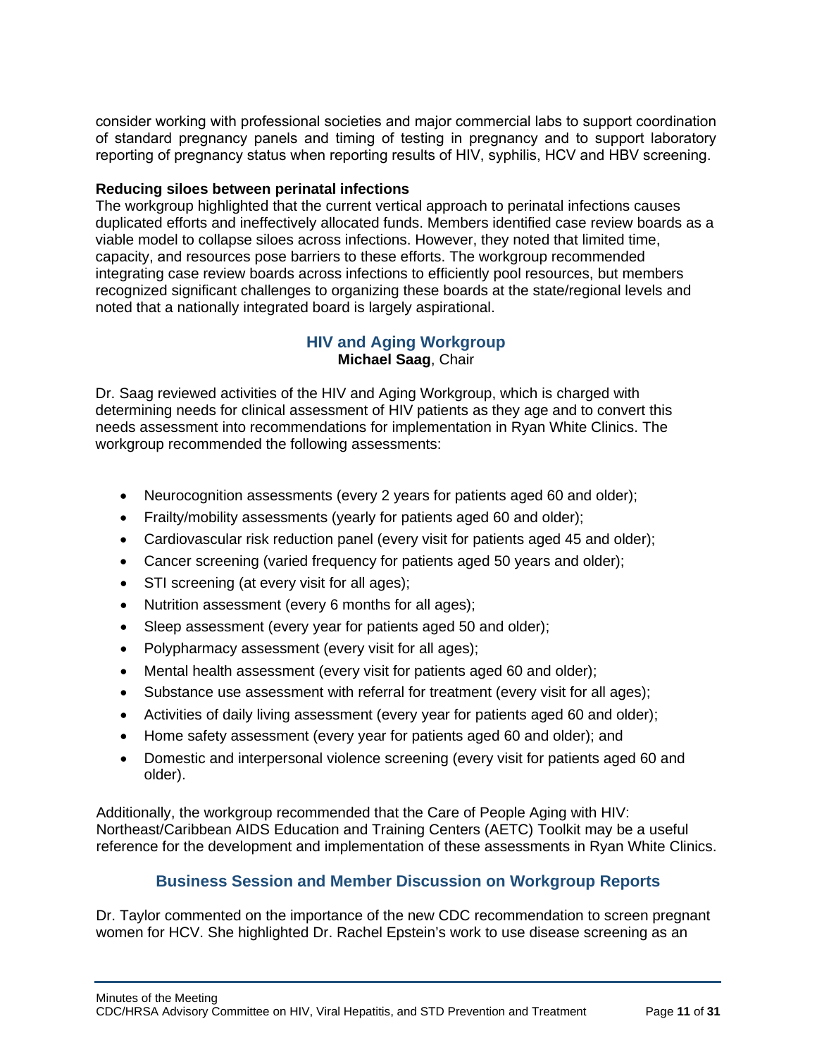consider working with professional societies and major commercial labs to support coordination of standard pregnancy panels and timing of testing in pregnancy and to support laboratory reporting of pregnancy status when reporting results of HIV, syphilis, HCV and HBV screening.

**Reducing siloes between perinatal infections**

The workgroup highlighted that the current vertical approach to perinatal infections causes duplicated efforts and ineffectively allocated funds. Members identified case review boards as a viable model to collapse siloes across infections. However, they noted that limited time, capacity, and resources pose barriers to these efforts. The workgroup recommended integrating case review boards across infections to efficiently pool resources, but members recognized significant challenges to organizing these boards at the state/regional levels and noted that a nationally integrated board is largely aspirational.

## HIV and Aging Workgroup

**Michael Saag**, Chair

Dr. Saag reviewed activities of the HIV and Aging Workgroup, which is charged with determining needs for clinical assessment of HIV patients as they age and to convert this needs assessment into recommendations for implementation in Ryan White Clinics. The workgroup recommended the following assessments:

- Neurocognition assessments (every 2 years for patients aged 60 and older);
- Frailty/mobility assessments (yearly for patients aged 60 and older);
- Cardiovascular risk reduction panel (every visit for patients aged 45 and older);
- Cancer screening (varied frequency for patients aged 50 years and older);
- STI screening (at every visit for all ages);
- Nutrition assessment (every 6 months for all ages);
- Sleep assessment (every year for patients aged 50 and older);
- Polypharmacy assessment (every visit for all ages);
- Mental health assessment (every visit for patients aged 60 and older);
- Substance use assessment with referral for treatment (every visit for all ages);
- Activities of daily living assessment (every year for patients aged 60 and older);
- Home safety assessment (every year for patients aged 60 and older); and
- Domestic and interpersonal violence screening (every visit for patients aged 60 and older).

Additionally, the workgroup recommended that the Care of People Aging with HIV: Northeast/Caribbean AIDS Education and Training Centers (AETC) Toolkit may be a useful reference for the development and implementation of these assessments in Ryan White Clinics.

## Business Session and Member Discussion on Workgroup Reports

Dr. Taylor commented on the importance of the new CDC recommendation to screen pregnant women for HCV. She highlighted Dr. Rachel Epstein's work to use disease screening as an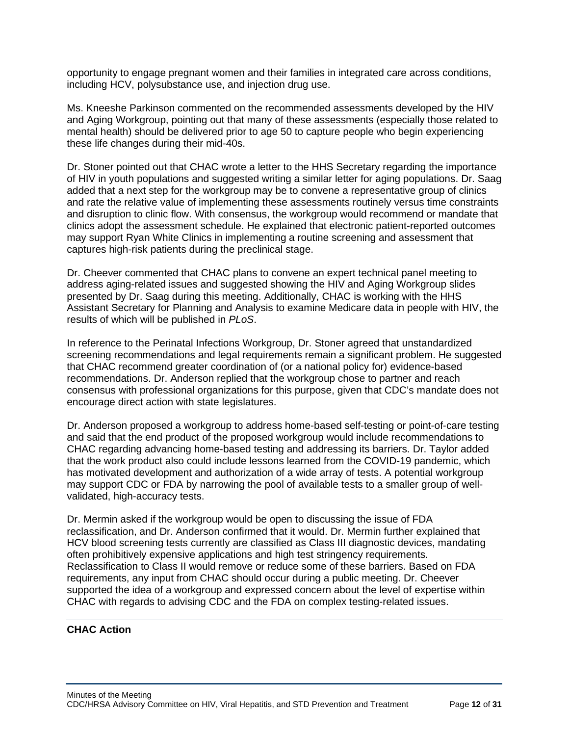opportunity to engage pregnant women and their families in integrated care across conditions, including HCV, polysubstance use, and injection drug use.

Ms. Kneeshe Parkinson commented on the recommended assessments developed by the HIV and Aging Workgroup, pointing out that many of these assessments (especially those related to mental health) should be delivered prior to age 50 to capture people who begin experiencing these life changes during their mid-40s.

Dr. Stoner pointed out that CHAC wrote a letter to the HHS Secretary regarding the importance of HIV in youth populations and suggested writing a similar letter for aging populations. Dr. Saag added that a next step for the workgroup may be to convene a representative group of clinics and rate the relative value of implementing these assessments routinely versus time constraints and disruption to clinic flow. With consensus, the workgroup would recommend or mandate that clinics adopt the assessment schedule. He explained that electronic patient-reported outcomes may support Ryan White Clinics in implementing a routine screening and assessment that captures high-risk patients during the preclinical stage.

Dr. Cheever commented that CHAC plans to convene an expert technical panel meeting to address aging-related issues and suggested showing the HIV and Aging Workgroup slides presented by Dr. Saag during this meeting. Additionally, CHAC is working with the HHS Assistant Secretary for Planning and Analysis to examine Medicare data in people with HIV, the results of which will be published in *PLoS*.

In reference to the Perinatal Infections Workgroup, Dr. Stoner agreed that unstandardized screening recommendations and legal requirements remain a significant problem. He suggested that CHAC recommend greater coordination of (or a national policy for) evidence-based recommendations. Dr. Anderson replied that the workgroup chose to partner and reach consensus with professional organizations for this purpose, given that CDC's mandate does not encourage direct action with state legislatures.

Dr. Anderson proposed a workgroup to address home-based self-testing or point-of-care testing and said that the end product of the proposed workgroup would include recommendations to CHAC regarding advancing home-based testing and addressing its barriers. Dr. Taylor added that the work product also could include lessons learned from the COVID-19 pandemic, which has motivated development and authorization of a wide array of tests. A potential workgroup may support CDC or FDA by narrowing the pool of available tests to a smaller group of well-validated, high-accuracy tests.

Dr. Mermin asked if the workgroup would be open to discussing the issue of FDA reclassification, and Dr. Anderson confirmed that it would. Dr. Mermin further explained that HCV blood screening tests currently are classified as Class III diagnostic devices, mandating often prohibitively expensive applications and high test stringency requirements. Reclassification to Class II would remove or reduce some of these barriers. Based on FDA requirements, any input from CHAC should occur during a public meeting. Dr. Cheever supported the idea of a workgroup and expressed concern about the level of expertise within CHAC with regards to advising CDC and the FDA on complex testing-related issues.

**CHAC Action**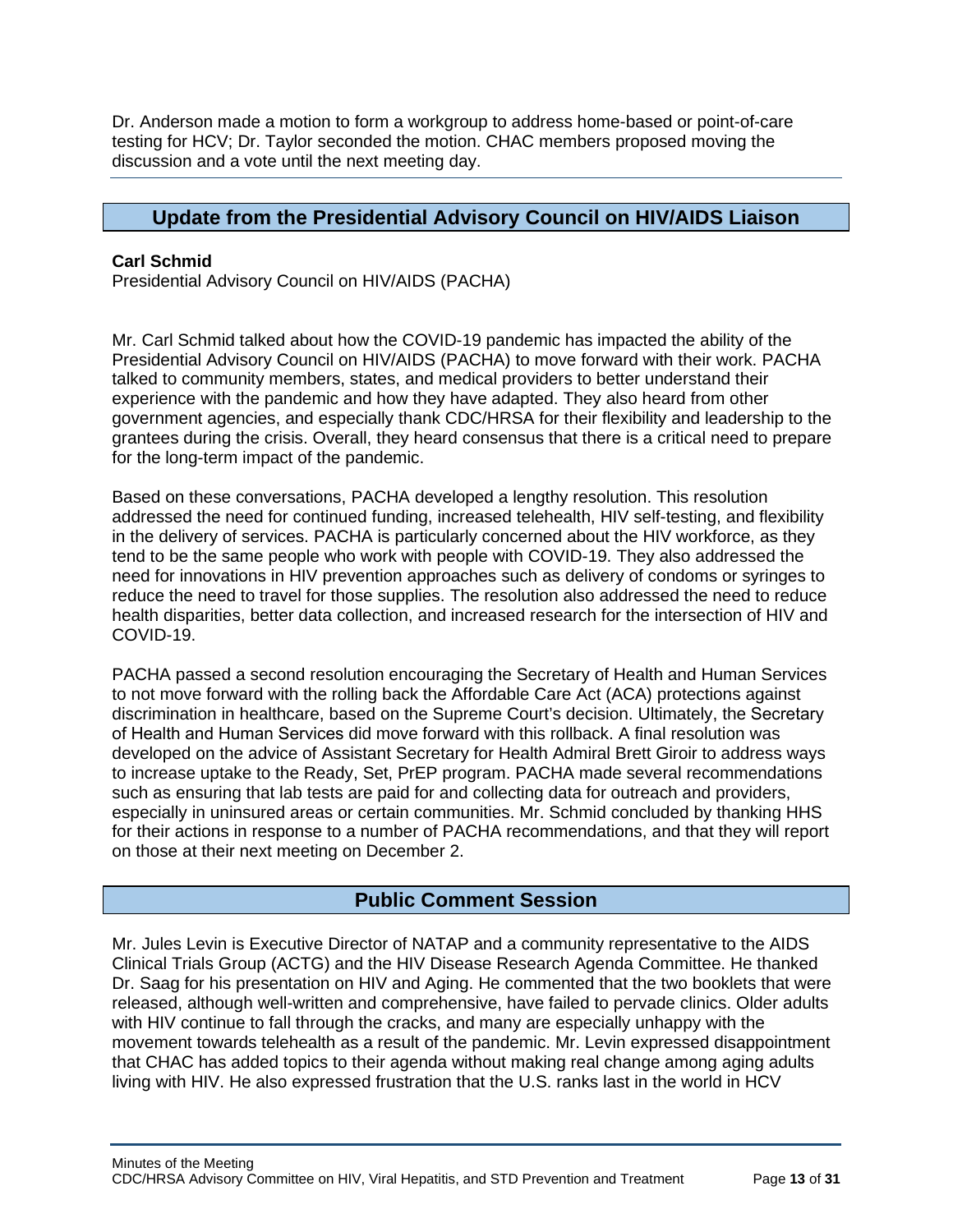Dr. Anderson made a motion to form a workgroup to address home-based or point-of-care testing for HCV; Dr. Taylor seconded the motion. CHAC members proposed moving the discussion and a vote until the next meeting day.

## Update from the Presidential Advisory Council on HIV/AIDS Liaison

**Carl Schmid**
Presidential Advisory Council on HIV/AIDS (PACHA)

Mr. Carl Schmid talked about how the COVID-19 pandemic has impacted the ability of the Presidential Advisory Council on HIV/AIDS (PACHA) to move forward with their work. PACHA talked to community members, states, and medical providers to better understand their experience with the pandemic and how they have adapted. They also heard from other government agencies, and especially thank CDC/HRSA for their flexibility and leadership to the grantees during the crisis. Overall, they heard consensus that there is a critical need to prepare for the long-term impact of the pandemic.

Based on these conversations, PACHA developed a lengthy resolution. This resolution addressed the need for continued funding, increased telehealth, HIV self-testing, and flexibility in the delivery of services. PACHA is particularly concerned about the HIV workforce, as they tend to be the same people who work with people with COVID-19. They also addressed the need for innovations in HIV prevention approaches such as delivery of condoms or syringes to reduce the need to travel for those supplies. The resolution also addressed the need to reduce health disparities, better data collection, and increased research for the intersection of HIV and COVID-19.

PACHA passed a second resolution encouraging the Secretary of Health and Human Services to not move forward with the rolling back the Affordable Care Act (ACA) protections against discrimination in healthcare, based on the Supreme Court's decision. Ultimately, the Secretary of Health and Human Services did move forward with this rollback. A final resolution was developed on the advice of Assistant Secretary for Health Admiral Brett Giroir to address ways to increase uptake to the Ready, Set, PrEP program. PACHA made several recommendations such as ensuring that lab tests are paid for and collecting data for outreach and providers, especially in uninsured areas or certain communities. Mr. Schmid concluded by thanking HHS for their actions in response to a number of PACHA recommendations, and that they will report on those at their next meeting on December 2.

## Public Comment Session

Mr. Jules Levin is Executive Director of NATAP and a community representative to the AIDS Clinical Trials Group (ACTG) and the HIV Disease Research Agenda Committee. He thanked Dr. Saag for his presentation on HIV and Aging. He commented that the two booklets that were released, although well-written and comprehensive, have failed to pervade clinics. Older adults with HIV continue to fall through the cracks, and many are especially unhappy with the movement towards telehealth as a result of the pandemic. Mr. Levin expressed disappointment that CHAC has added topics to their agenda without making real change among aging adults living with HIV. He also expressed frustration that the U.S. ranks last in the world in HCV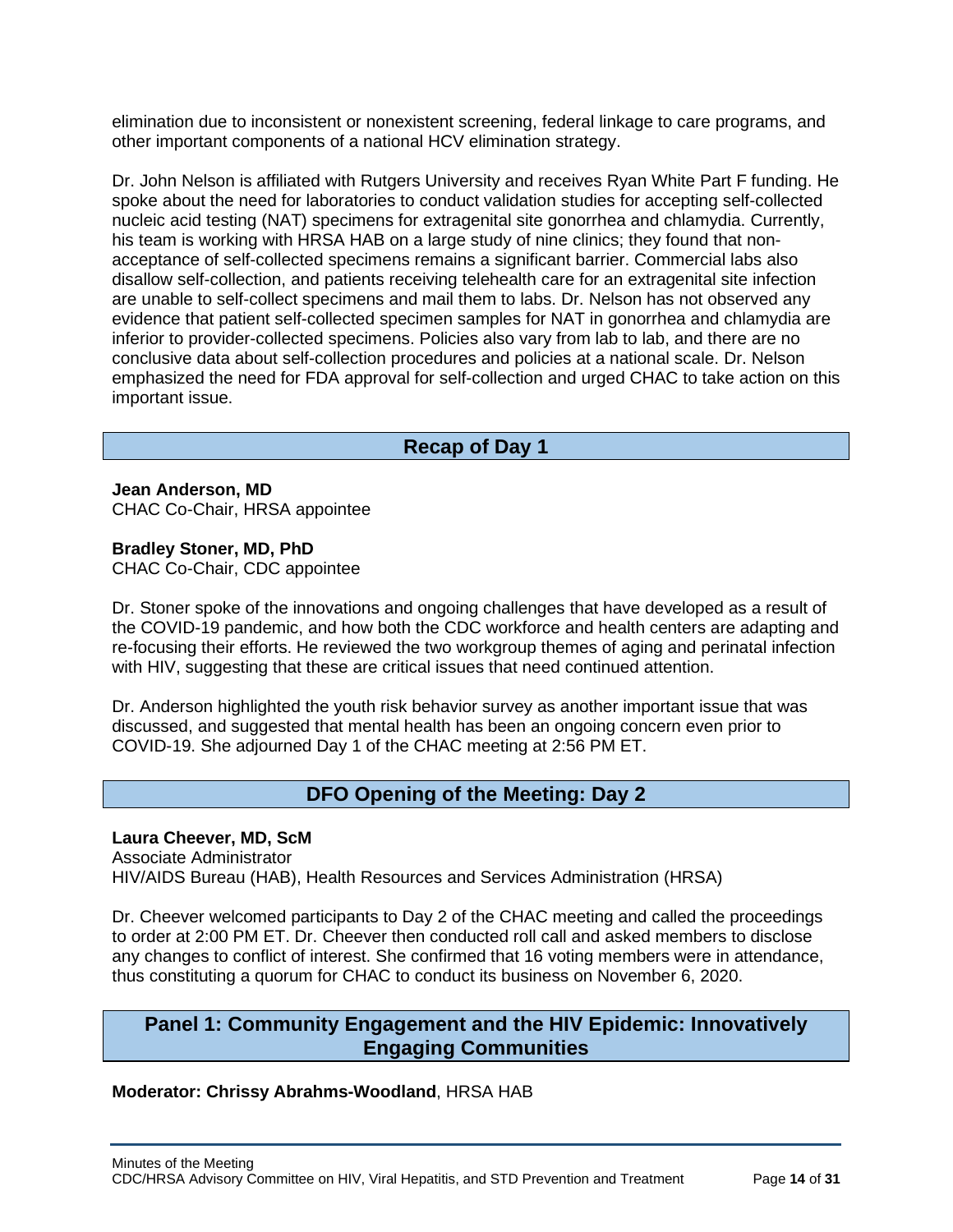elimination due to inconsistent or nonexistent screening, federal linkage to care programs, and other important components of a national HCV elimination strategy.

Dr. John Nelson is affiliated with Rutgers University and receives Ryan White Part F funding. He spoke about the need for laboratories to conduct validation studies for accepting self-collected nucleic acid testing (NAT) specimens for extragenital site gonorrhea and chlamydia. Currently, his team is working with HRSA HAB on a large study of nine clinics; they found that non-acceptance of self-collected specimens remains a significant barrier. Commercial labs also disallow self-collection, and patients receiving telehealth care for an extragenital site infection are unable to self-collect specimens and mail them to labs. Dr. Nelson has not observed any evidence that patient self-collected specimen samples for NAT in gonorrhea and chlamydia are inferior to provider-collected specimens. Policies also vary from lab to lab, and there are no conclusive data about self-collection procedures and policies at a national scale. Dr. Nelson emphasized the need for FDA approval for self-collection and urged CHAC to take action on this important issue.

## Recap of Day 1

**Jean Anderson, MD**
CHAC Co-Chair, HRSA appointee

**Bradley Stoner, MD, PhD**
CHAC Co-Chair, CDC appointee

Dr. Stoner spoke of the innovations and ongoing challenges that have developed as a result of the COVID-19 pandemic, and how both the CDC workforce and health centers are adapting and re-focusing their efforts. He reviewed the two workgroup themes of aging and perinatal infection with HIV, suggesting that these are critical issues that need continued attention.

Dr. Anderson highlighted the youth risk behavior survey as another important issue that was discussed, and suggested that mental health has been an ongoing concern even prior to COVID-19. She adjourned Day 1 of the CHAC meeting at 2:56 PM ET.

## DFO Opening of the Meeting: Day 2

**Laura Cheever, MD, ScM**
Associate Administrator
HIV/AIDS Bureau (HAB), Health Resources and Services Administration (HRSA)

Dr. Cheever welcomed participants to Day 2 of the CHAC meeting and called the proceedings to order at 2:00 PM ET. Dr. Cheever then conducted roll call and asked members to disclose any changes to conflict of interest. She confirmed that 16 voting members were in attendance, thus constituting a quorum for CHAC to conduct its business on November 6, 2020.

## Panel 1: Community Engagement and the HIV Epidemic: Innovatively Engaging Communities

**Moderator: Chrissy Abrahms-Woodland**, HRSA HAB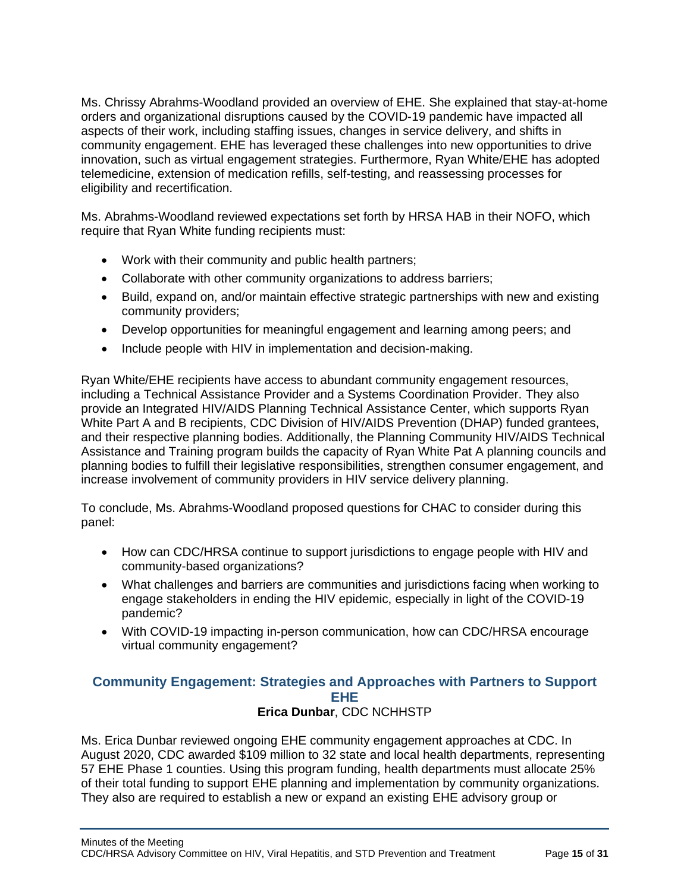Ms. Chrissy Abrahms-Woodland provided an overview of EHE. She explained that stay-at-home orders and organizational disruptions caused by the COVID-19 pandemic have impacted all aspects of their work, including staffing issues, changes in service delivery, and shifts in community engagement. EHE has leveraged these challenges into new opportunities to drive innovation, such as virtual engagement strategies. Furthermore, Ryan White/EHE has adopted telemedicine, extension of medication refills, self-testing, and reassessing processes for eligibility and recertification.

Ms. Abrahms-Woodland reviewed expectations set forth by HRSA HAB in their NOFO, which require that Ryan White funding recipients must:

- Work with their community and public health partners;
- Collaborate with other community organizations to address barriers;
- Build, expand on, and/or maintain effective strategic partnerships with new and existing community providers;
- Develop opportunities for meaningful engagement and learning among peers; and
- Include people with HIV in implementation and decision-making.

Ryan White/EHE recipients have access to abundant community engagement resources, including a Technical Assistance Provider and a Systems Coordination Provider. They also provide an Integrated HIV/AIDS Planning Technical Assistance Center, which supports Ryan White Part A and B recipients, CDC Division of HIV/AIDS Prevention (DHAP) funded grantees, and their respective planning bodies. Additionally, the Planning Community HIV/AIDS Technical Assistance and Training program builds the capacity of Ryan White Pat A planning councils and planning bodies to fulfill their legislative responsibilities, strengthen consumer engagement, and increase involvement of community providers in HIV service delivery planning.

To conclude, Ms. Abrahms-Woodland proposed questions for CHAC to consider during this panel:

- How can CDC/HRSA continue to support jurisdictions to engage people with HIV and community-based organizations?
- What challenges and barriers are communities and jurisdictions facing when working to engage stakeholders in ending the HIV epidemic, especially in light of the COVID-19 pandemic?
- With COVID-19 impacting in-person communication, how can CDC/HRSA encourage virtual community engagement?

### Community Engagement: Strategies and Approaches with Partners to Support EHE

**Erica Dunbar**, CDC NCHHSTP

Ms. Erica Dunbar reviewed ongoing EHE community engagement approaches at CDC. In August 2020, CDC awarded $109 million to 32 state and local health departments, representing 57 EHE Phase 1 counties. Using this program funding, health departments must allocate 25% of their total funding to support EHE planning and implementation by community organizations. They also are required to establish a new or expand an existing EHE advisory group or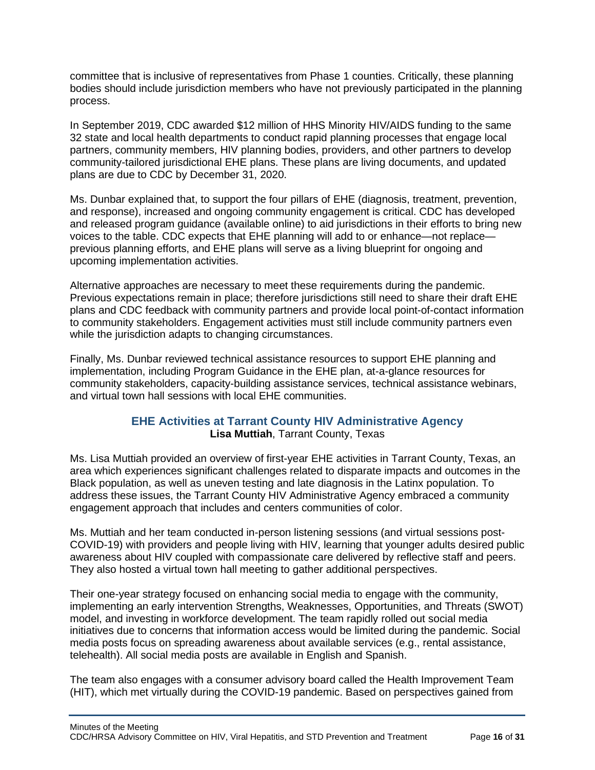committee that is inclusive of representatives from Phase 1 counties. Critically, these planning bodies should include jurisdiction members who have not previously participated in the planning process.

In September 2019, CDC awarded $12 million of HHS Minority HIV/AIDS funding to the same 32 state and local health departments to conduct rapid planning processes that engage local partners, community members, HIV planning bodies, providers, and other partners to develop community-tailored jurisdictional EHE plans. These plans are living documents, and updated plans are due to CDC by December 31, 2020.

Ms. Dunbar explained that, to support the four pillars of EHE (diagnosis, treatment, prevention, and response), increased and ongoing community engagement is critical. CDC has developed and released program guidance (available online) to aid jurisdictions in their efforts to bring new voices to the table. CDC expects that EHE planning will add to or enhance—not replace—previous planning efforts, and EHE plans will serve as a living blueprint for ongoing and upcoming implementation activities.

Alternative approaches are necessary to meet these requirements during the pandemic. Previous expectations remain in place; therefore jurisdictions still need to share their draft EHE plans and CDC feedback with community partners and provide local point-of-contact information to community stakeholders. Engagement activities must still include community partners even while the jurisdiction adapts to changing circumstances.

Finally, Ms. Dunbar reviewed technical assistance resources to support EHE planning and implementation, including Program Guidance in the EHE plan, at-a-glance resources for community stakeholders, capacity-building assistance services, technical assistance webinars, and virtual town hall sessions with local EHE communities.

### EHE Activities at Tarrant County HIV Administrative Agency

**Lisa Muttiah**, Tarrant County, Texas

Ms. Lisa Muttiah provided an overview of first-year EHE activities in Tarrant County, Texas, an area which experiences significant challenges related to disparate impacts and outcomes in the Black population, as well as uneven testing and late diagnosis in the Latinx population. To address these issues, the Tarrant County HIV Administrative Agency embraced a community engagement approach that includes and centers communities of color.

Ms. Muttiah and her team conducted in-person listening sessions (and virtual sessions post-COVID-19) with providers and people living with HIV, learning that younger adults desired public awareness about HIV coupled with compassionate care delivered by reflective staff and peers. They also hosted a virtual town hall meeting to gather additional perspectives.

Their one-year strategy focused on enhancing social media to engage with the community, implementing an early intervention Strengths, Weaknesses, Opportunities, and Threats (SWOT) model, and investing in workforce development. The team rapidly rolled out social media initiatives due to concerns that information access would be limited during the pandemic. Social media posts focus on spreading awareness about available services (e.g., rental assistance, telehealth). All social media posts are available in English and Spanish.

The team also engages with a consumer advisory board called the Health Improvement Team (HIT), which met virtually during the COVID-19 pandemic. Based on perspectives gained from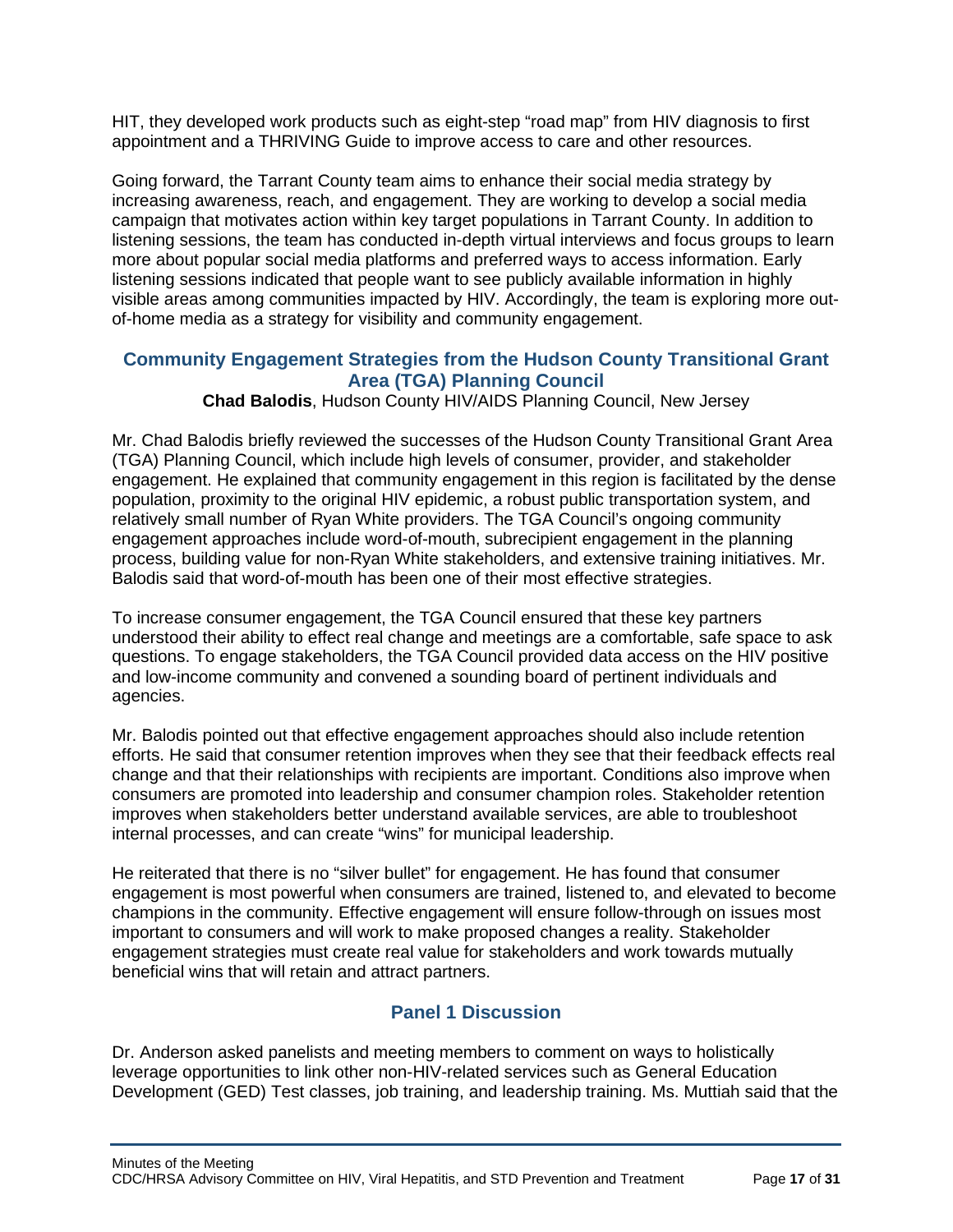HIT, they developed work products such as eight-step "road map" from HIV diagnosis to first appointment and a THRIVING Guide to improve access to care and other resources.

Going forward, the Tarrant County team aims to enhance their social media strategy by increasing awareness, reach, and engagement. They are working to develop a social media campaign that motivates action within key target populations in Tarrant County. In addition to listening sessions, the team has conducted in-depth virtual interviews and focus groups to learn more about popular social media platforms and preferred ways to access information. Early listening sessions indicated that people want to see publicly available information in highly visible areas among communities impacted by HIV. Accordingly, the team is exploring more out-of-home media as a strategy for visibility and community engagement.

### Community Engagement Strategies from the Hudson County Transitional Grant Area (TGA) Planning Council

**Chad Balodis**, Hudson County HIV/AIDS Planning Council, New Jersey

Mr. Chad Balodis briefly reviewed the successes of the Hudson County Transitional Grant Area (TGA) Planning Council, which include high levels of consumer, provider, and stakeholder engagement. He explained that community engagement in this region is facilitated by the dense population, proximity to the original HIV epidemic, a robust public transportation system, and relatively small number of Ryan White providers. The TGA Council's ongoing community engagement approaches include word-of-mouth, subrecipient engagement in the planning process, building value for non-Ryan White stakeholders, and extensive training initiatives. Mr. Balodis said that word-of-mouth has been one of their most effective strategies.

To increase consumer engagement, the TGA Council ensured that these key partners understood their ability to effect real change and meetings are a comfortable, safe space to ask questions. To engage stakeholders, the TGA Council provided data access on the HIV positive and low-income community and convened a sounding board of pertinent individuals and agencies.

Mr. Balodis pointed out that effective engagement approaches should also include retention efforts. He said that consumer retention improves when they see that their feedback effects real change and that their relationships with recipients are important. Conditions also improve when consumers are promoted into leadership and consumer champion roles. Stakeholder retention improves when stakeholders better understand available services, are able to troubleshoot internal processes, and can create "wins" for municipal leadership.

He reiterated that there is no "silver bullet" for engagement. He has found that consumer engagement is most powerful when consumers are trained, listened to, and elevated to become champions in the community. Effective engagement will ensure follow-through on issues most important to consumers and will work to make proposed changes a reality. Stakeholder engagement strategies must create real value for stakeholders and work towards mutually beneficial wins that will retain and attract partners.

### Panel 1 Discussion

Dr. Anderson asked panelists and meeting members to comment on ways to holistically leverage opportunities to link other non-HIV-related services such as General Education Development (GED) Test classes, job training, and leadership training. Ms. Muttiah said that the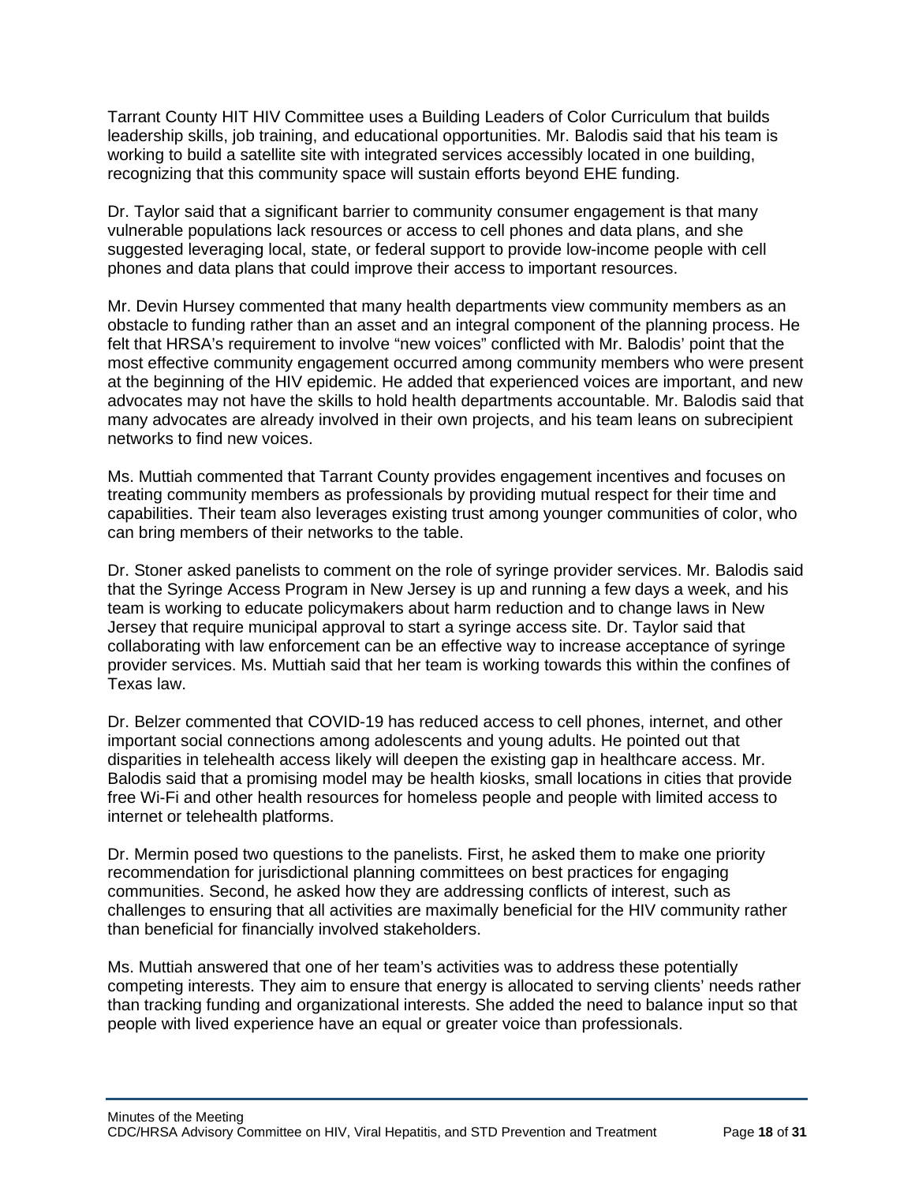Tarrant County HIT HIV Committee uses a Building Leaders of Color Curriculum that builds leadership skills, job training, and educational opportunities. Mr. Balodis said that his team is working to build a satellite site with integrated services accessibly located in one building, recognizing that this community space will sustain efforts beyond EHE funding.

Dr. Taylor said that a significant barrier to community consumer engagement is that many vulnerable populations lack resources or access to cell phones and data plans, and she suggested leveraging local, state, or federal support to provide low-income people with cell phones and data plans that could improve their access to important resources.

Mr. Devin Hursey commented that many health departments view community members as an obstacle to funding rather than an asset and an integral component of the planning process. He felt that HRSA's requirement to involve "new voices" conflicted with Mr. Balodis' point that the most effective community engagement occurred among community members who were present at the beginning of the HIV epidemic. He added that experienced voices are important, and new advocates may not have the skills to hold health departments accountable. Mr. Balodis said that many advocates are already involved in their own projects, and his team leans on subrecipient networks to find new voices.

Ms. Muttiah commented that Tarrant County provides engagement incentives and focuses on treating community members as professionals by providing mutual respect for their time and capabilities. Their team also leverages existing trust among younger communities of color, who can bring members of their networks to the table.

Dr. Stoner asked panelists to comment on the role of syringe provider services. Mr. Balodis said that the Syringe Access Program in New Jersey is up and running a few days a week, and his team is working to educate policymakers about harm reduction and to change laws in New Jersey that require municipal approval to start a syringe access site. Dr. Taylor said that collaborating with law enforcement can be an effective way to increase acceptance of syringe provider services. Ms. Muttiah said that her team is working towards this within the confines of Texas law.

Dr. Belzer commented that COVID-19 has reduced access to cell phones, internet, and other important social connections among adolescents and young adults. He pointed out that disparities in telehealth access likely will deepen the existing gap in healthcare access. Mr. Balodis said that a promising model may be health kiosks, small locations in cities that provide free Wi-Fi and other health resources for homeless people and people with limited access to internet or telehealth platforms.

Dr. Mermin posed two questions to the panelists. First, he asked them to make one priority recommendation for jurisdictional planning committees on best practices for engaging communities. Second, he asked how they are addressing conflicts of interest, such as challenges to ensuring that all activities are maximally beneficial for the HIV community rather than beneficial for financially involved stakeholders.

Ms. Muttiah answered that one of her team's activities was to address these potentially competing interests. They aim to ensure that energy is allocated to serving clients' needs rather than tracking funding and organizational interests. She added the need to balance input so that people with lived experience have an equal or greater voice than professionals.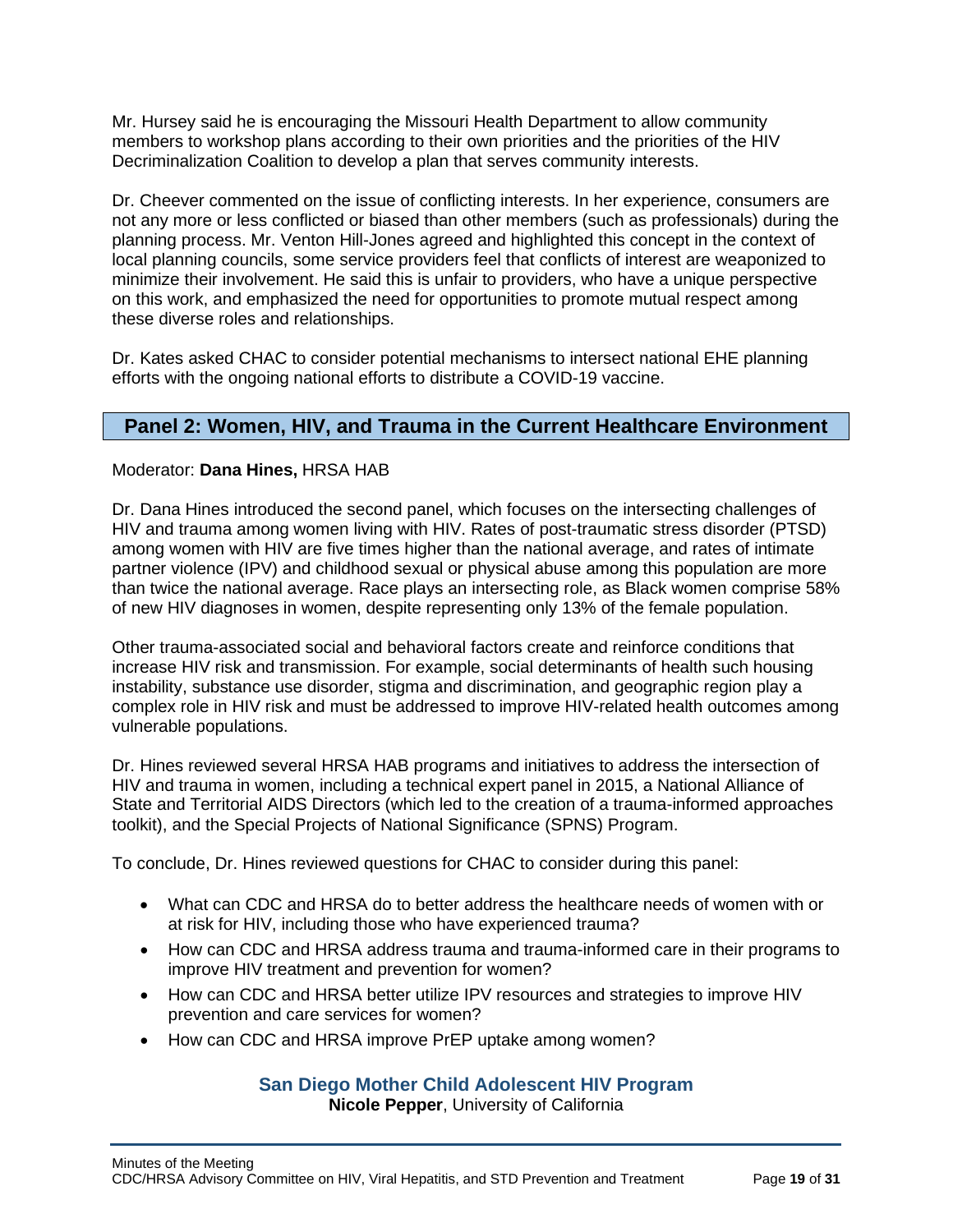Mr. Hursey said he is encouraging the Missouri Health Department to allow community members to workshop plans according to their own priorities and the priorities of the HIV Decriminalization Coalition to develop a plan that serves community interests.

Dr. Cheever commented on the issue of conflicting interests. In her experience, consumers are not any more or less conflicted or biased than other members (such as professionals) during the planning process. Mr. Venton Hill-Jones agreed and highlighted this concept in the context of local planning councils, some service providers feel that conflicts of interest are weaponized to minimize their involvement. He said this is unfair to providers, who have a unique perspective on this work, and emphasized the need for opportunities to promote mutual respect among these diverse roles and relationships.

Dr. Kates asked CHAC to consider potential mechanisms to intersect national EHE planning efforts with the ongoing national efforts to distribute a COVID-19 vaccine.

## Panel 2: Women, HIV, and Trauma in the Current Healthcare Environment

Moderator: **Dana Hines,** HRSA HAB

Dr. Dana Hines introduced the second panel, which focuses on the intersecting challenges of HIV and trauma among women living with HIV. Rates of post-traumatic stress disorder (PTSD) among women with HIV are five times higher than the national average, and rates of intimate partner violence (IPV) and childhood sexual or physical abuse among this population are more than twice the national average. Race plays an intersecting role, as Black women comprise 58% of new HIV diagnoses in women, despite representing only 13% of the female population.

Other trauma-associated social and behavioral factors create and reinforce conditions that increase HIV risk and transmission. For example, social determinants of health such housing instability, substance use disorder, stigma and discrimination, and geographic region play a complex role in HIV risk and must be addressed to improve HIV-related health outcomes among vulnerable populations.

Dr. Hines reviewed several HRSA HAB programs and initiatives to address the intersection of HIV and trauma in women, including a technical expert panel in 2015, a National Alliance of State and Territorial AIDS Directors (which led to the creation of a trauma-informed approaches toolkit), and the Special Projects of National Significance (SPNS) Program.

To conclude, Dr. Hines reviewed questions for CHAC to consider during this panel:

- What can CDC and HRSA do to better address the healthcare needs of women with or at risk for HIV, including those who have experienced trauma?
- How can CDC and HRSA address trauma and trauma-informed care in their programs to improve HIV treatment and prevention for women?
- How can CDC and HRSA better utilize IPV resources and strategies to improve HIV prevention and care services for women?
- How can CDC and HRSA improve PrEP uptake among women?

### San Diego Mother Child Adolescent HIV Program

**Nicole Pepper**, University of California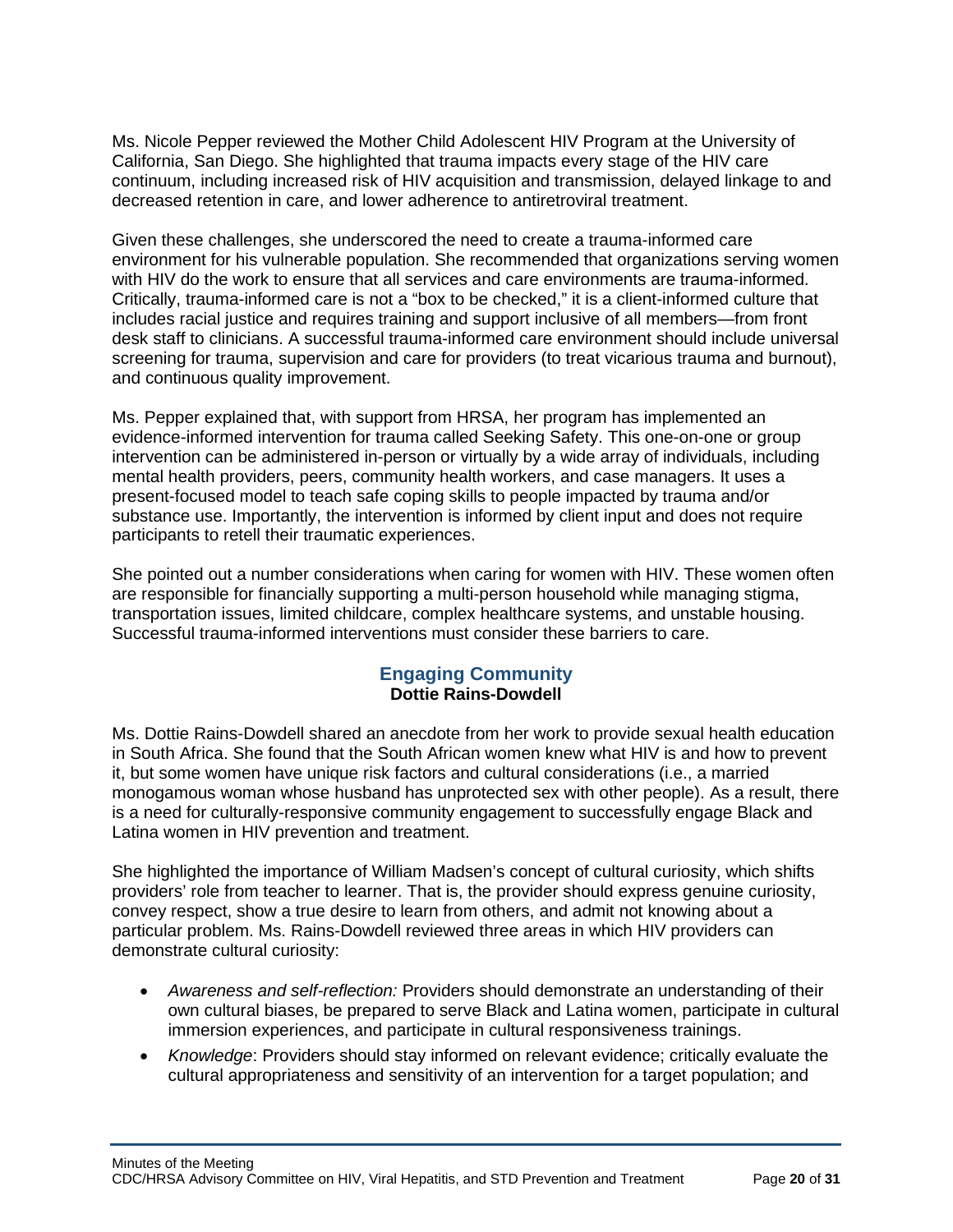Ms. Nicole Pepper reviewed the Mother Child Adolescent HIV Program at the University of California, San Diego. She highlighted that trauma impacts every stage of the HIV care continuum, including increased risk of HIV acquisition and transmission, delayed linkage to and decreased retention in care, and lower adherence to antiretroviral treatment.

Given these challenges, she underscored the need to create a trauma-informed care environment for his vulnerable population. She recommended that organizations serving women with HIV do the work to ensure that all services and care environments are trauma-informed. Critically, trauma-informed care is not a "box to be checked," it is a client-informed culture that includes racial justice and requires training and support inclusive of all members—from front desk staff to clinicians. A successful trauma-informed care environment should include universal screening for trauma, supervision and care for providers (to treat vicarious trauma and burnout), and continuous quality improvement.

Ms. Pepper explained that, with support from HRSA, her program has implemented an evidence-informed intervention for trauma called Seeking Safety. This one-on-one or group intervention can be administered in-person or virtually by a wide array of individuals, including mental health providers, peers, community health workers, and case managers. It uses a present-focused model to teach safe coping skills to people impacted by trauma and/or substance use. Importantly, the intervention is informed by client input and does not require participants to retell their traumatic experiences.

She pointed out a number considerations when caring for women with HIV. These women often are responsible for financially supporting a multi-person household while managing stigma, transportation issues, limited childcare, complex healthcare systems, and unstable housing. Successful trauma-informed interventions must consider these barriers to care.

## Engaging Community

**Dottie Rains-Dowdell**

Ms. Dottie Rains-Dowdell shared an anecdote from her work to provide sexual health education in South Africa. She found that the South African women knew what HIV is and how to prevent it, but some women have unique risk factors and cultural considerations (i.e., a married monogamous woman whose husband has unprotected sex with other people). As a result, there is a need for culturally-responsive community engagement to successfully engage Black and Latina women in HIV prevention and treatment.

She highlighted the importance of William Madsen's concept of cultural curiosity, which shifts providers' role from teacher to learner. That is, the provider should express genuine curiosity, convey respect, show a true desire to learn from others, and admit not knowing about a particular problem. Ms. Rains-Dowdell reviewed three areas in which HIV providers can demonstrate cultural curiosity:

- *Awareness and self-reflection:* Providers should demonstrate an understanding of their own cultural biases, be prepared to serve Black and Latina women, participate in cultural immersion experiences, and participate in cultural responsiveness trainings.
- *Knowledge*: Providers should stay informed on relevant evidence; critically evaluate the cultural appropriateness and sensitivity of an intervention for a target population; and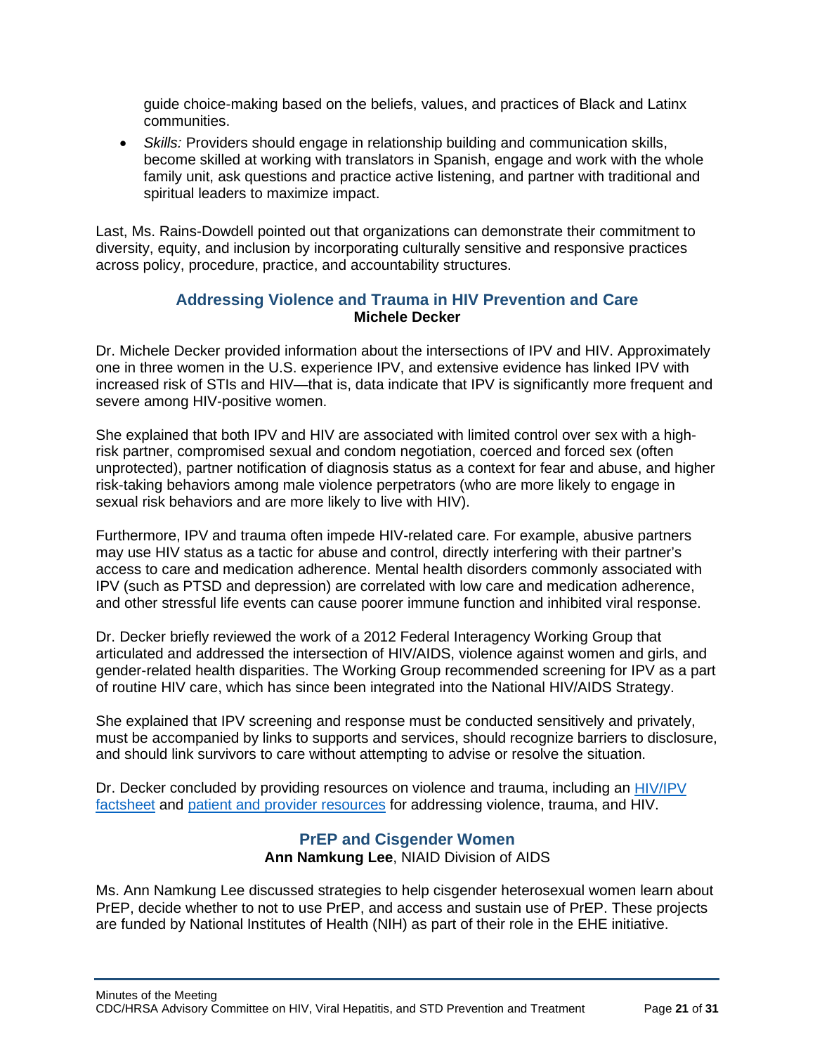guide choice-making based on the beliefs, values, and practices of Black and Latinx communities.

- *Skills:* Providers should engage in relationship building and communication skills, become skilled at working with translators in Spanish, engage and work with the whole family unit, ask questions and practice active listening, and partner with traditional and spiritual leaders to maximize impact.

Last, Ms. Rains-Dowdell pointed out that organizations can demonstrate their commitment to diversity, equity, and inclusion by incorporating culturally sensitive and responsive practices across policy, procedure, practice, and accountability structures.

### Addressing Violence and Trauma in HIV Prevention and Care

**Michele Decker**

Dr. Michele Decker provided information about the intersections of IPV and HIV. Approximately one in three women in the U.S. experience IPV, and extensive evidence has linked IPV with increased risk of STIs and HIV—that is, data indicate that IPV is significantly more frequent and severe among HIV-positive women.

She explained that both IPV and HIV are associated with limited control over sex with a high-risk partner, compromised sexual and condom negotiation, coerced and forced sex (often unprotected), partner notification of diagnosis status as a context for fear and abuse, and higher risk-taking behaviors among male violence perpetrators (who are more likely to engage in sexual risk behaviors and are more likely to live with HIV).

Furthermore, IPV and trauma often impede HIV-related care. For example, abusive partners may use HIV status as a tactic for abuse and control, directly interfering with their partner's access to care and medication adherence. Mental health disorders commonly associated with IPV (such as PTSD and depression) are correlated with low care and medication adherence, and other stressful life events can cause poorer immune function and inhibited viral response.

Dr. Decker briefly reviewed the work of a 2012 Federal Interagency Working Group that articulated and addressed the intersection of HIV/AIDS, violence against women and girls, and gender-related health disparities. The Working Group recommended screening for IPV as a part of routine HIV care, which has since been integrated into the National HIV/AIDS Strategy.

She explained that IPV screening and response must be conducted sensitively and privately, must be accompanied by links to supports and services, should recognize barriers to disclosure, and should link survivors to care without attempting to advise or resolve the situation.

Dr. Decker concluded by providing resources on violence and trauma, including an HIV/IPV factsheet and patient and provider resources for addressing violence, trauma, and HIV.

### PrEP and Cisgender Women

**Ann Namkung Lee**, NIAID Division of AIDS

Ms. Ann Namkung Lee discussed strategies to help cisgender heterosexual women learn about PrEP, decide whether to not to use PrEP, and access and sustain use of PrEP. These projects are funded by National Institutes of Health (NIH) as part of their role in the EHE initiative.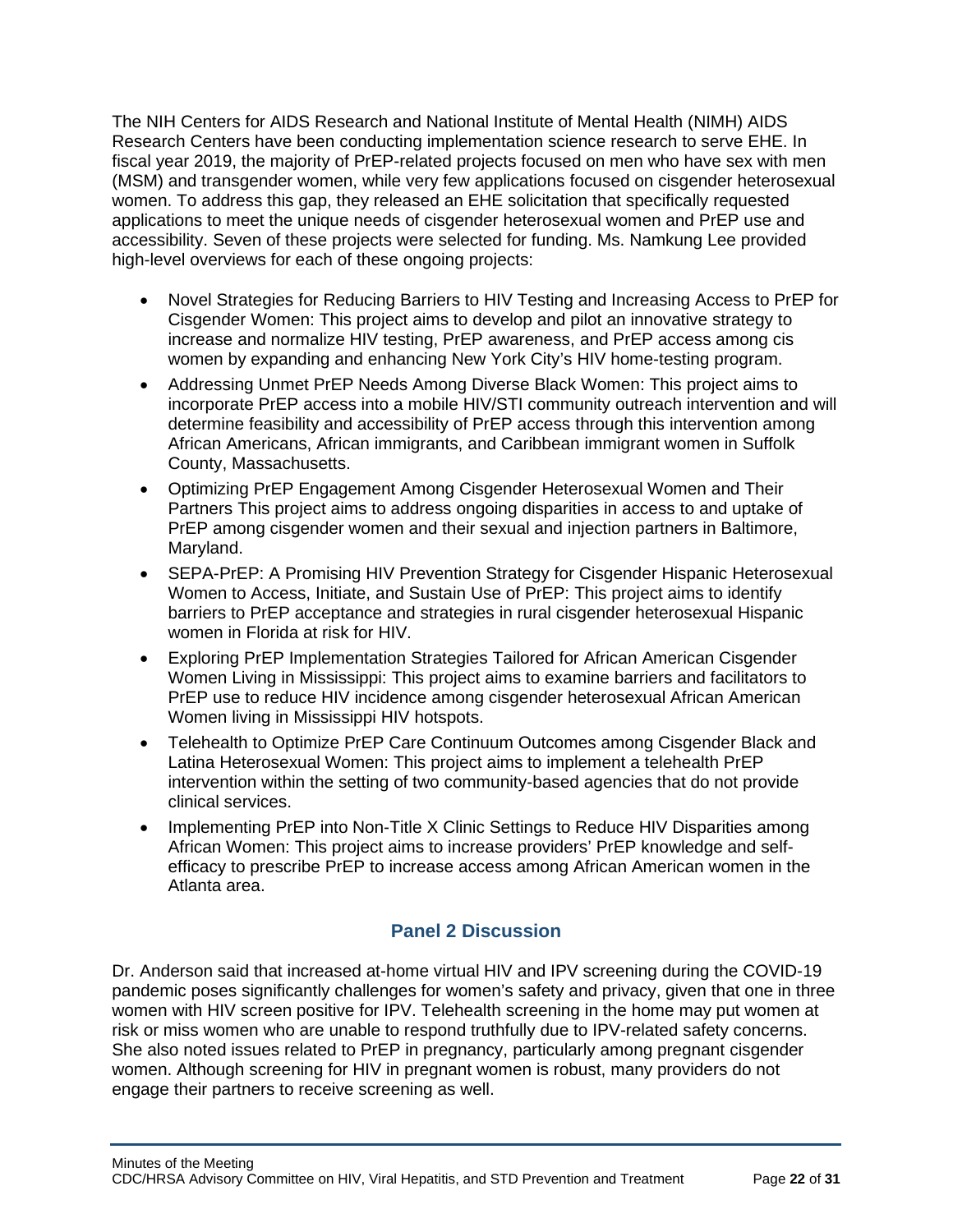The NIH Centers for AIDS Research and National Institute of Mental Health (NIMH) AIDS Research Centers have been conducting implementation science research to serve EHE. In fiscal year 2019, the majority of PrEP-related projects focused on men who have sex with men (MSM) and transgender women, while very few applications focused on cisgender heterosexual women. To address this gap, they released an EHE solicitation that specifically requested applications to meet the unique needs of cisgender heterosexual women and PrEP use and accessibility. Seven of these projects were selected for funding. Ms. Namkung Lee provided high-level overviews for each of these ongoing projects:

- Novel Strategies for Reducing Barriers to HIV Testing and Increasing Access to PrEP for Cisgender Women: This project aims to develop and pilot an innovative strategy to increase and normalize HIV testing, PrEP awareness, and PrEP access among cis women by expanding and enhancing New York City's HIV home-testing program.
- Addressing Unmet PrEP Needs Among Diverse Black Women: This project aims to incorporate PrEP access into a mobile HIV/STI community outreach intervention and will determine feasibility and accessibility of PrEP access through this intervention among African Americans, African immigrants, and Caribbean immigrant women in Suffolk County, Massachusetts.
- Optimizing PrEP Engagement Among Cisgender Heterosexual Women and Their Partners This project aims to address ongoing disparities in access to and uptake of PrEP among cisgender women and their sexual and injection partners in Baltimore, Maryland.
- SEPA-PrEP: A Promising HIV Prevention Strategy for Cisgender Hispanic Heterosexual Women to Access, Initiate, and Sustain Use of PrEP: This project aims to identify barriers to PrEP acceptance and strategies in rural cisgender heterosexual Hispanic women in Florida at risk for HIV.
- Exploring PrEP Implementation Strategies Tailored for African American Cisgender Women Living in Mississippi: This project aims to examine barriers and facilitators to PrEP use to reduce HIV incidence among cisgender heterosexual African American Women living in Mississippi HIV hotspots.
- Telehealth to Optimize PrEP Care Continuum Outcomes among Cisgender Black and Latina Heterosexual Women: This project aims to implement a telehealth PrEP intervention within the setting of two community-based agencies that do not provide clinical services.
- Implementing PrEP into Non-Title X Clinic Settings to Reduce HIV Disparities among African Women: This project aims to increase providers' PrEP knowledge and self-efficacy to prescribe PrEP to increase access among African American women in the Atlanta area.

## Panel 2 Discussion

Dr. Anderson said that increased at-home virtual HIV and IPV screening during the COVID-19 pandemic poses significantly challenges for women's safety and privacy, given that one in three women with HIV screen positive for IPV. Telehealth screening in the home may put women at risk or miss women who are unable to respond truthfully due to IPV-related safety concerns. She also noted issues related to PrEP in pregnancy, particularly among pregnant cisgender women. Although screening for HIV in pregnant women is robust, many providers do not engage their partners to receive screening as well.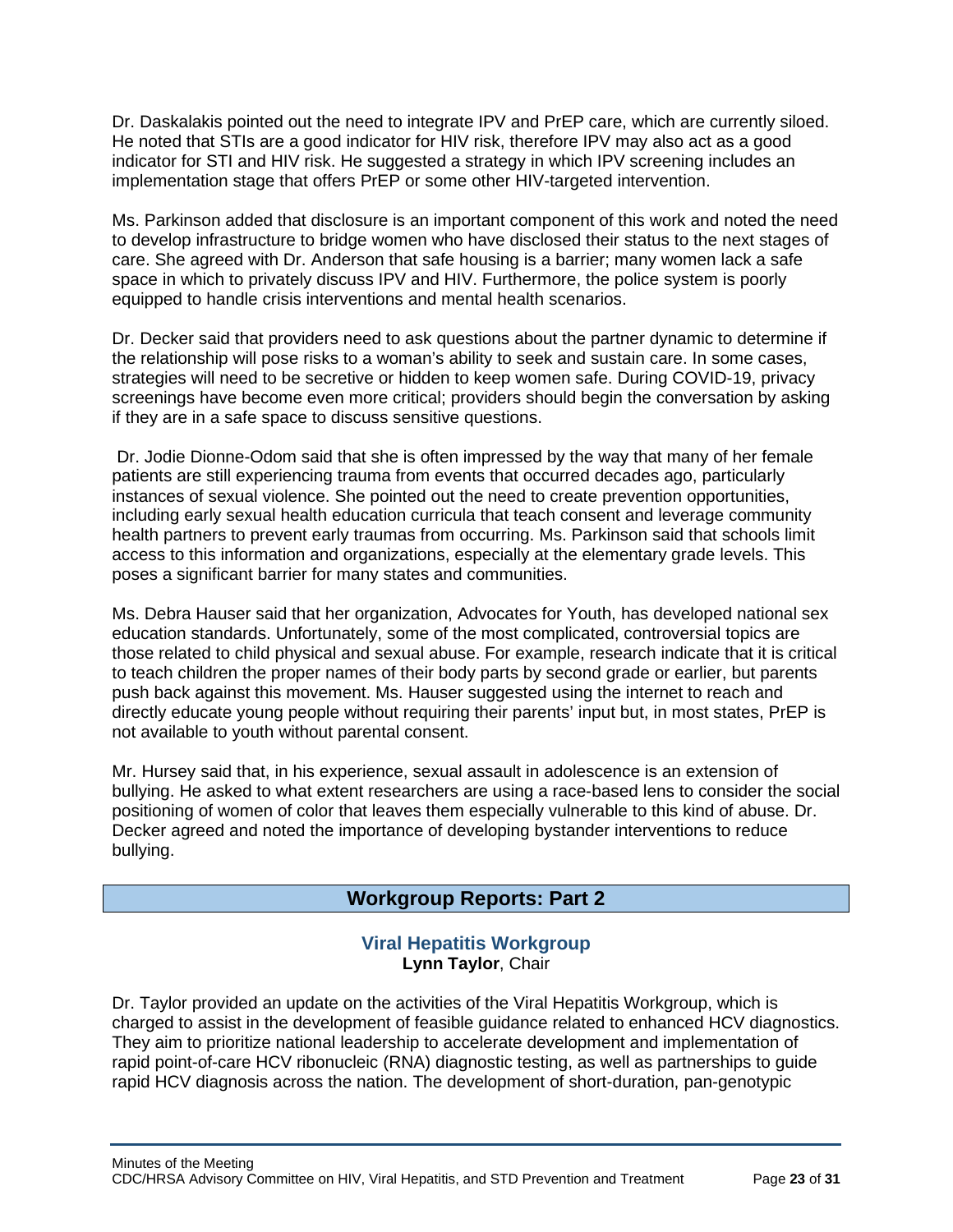Dr. Daskalakis pointed out the need to integrate IPV and PrEP care, which are currently siloed. He noted that STIs are a good indicator for HIV risk, therefore IPV may also act as a good indicator for STI and HIV risk. He suggested a strategy in which IPV screening includes an implementation stage that offers PrEP or some other HIV-targeted intervention.

Ms. Parkinson added that disclosure is an important component of this work and noted the need to develop infrastructure to bridge women who have disclosed their status to the next stages of care. She agreed with Dr. Anderson that safe housing is a barrier; many women lack a safe space in which to privately discuss IPV and HIV. Furthermore, the police system is poorly equipped to handle crisis interventions and mental health scenarios.

Dr. Decker said that providers need to ask questions about the partner dynamic to determine if the relationship will pose risks to a woman's ability to seek and sustain care. In some cases, strategies will need to be secretive or hidden to keep women safe. During COVID-19, privacy screenings have become even more critical; providers should begin the conversation by asking if they are in a safe space to discuss sensitive questions.

Dr. Jodie Dionne-Odom said that she is often impressed by the way that many of her female patients are still experiencing trauma from events that occurred decades ago, particularly instances of sexual violence. She pointed out the need to create prevention opportunities, including early sexual health education curricula that teach consent and leverage community health partners to prevent early traumas from occurring. Ms. Parkinson said that schools limit access to this information and organizations, especially at the elementary grade levels. This poses a significant barrier for many states and communities.

Ms. Debra Hauser said that her organization, Advocates for Youth, has developed national sex education standards. Unfortunately, some of the most complicated, controversial topics are those related to child physical and sexual abuse. For example, research indicate that it is critical to teach children the proper names of their body parts by second grade or earlier, but parents push back against this movement. Ms. Hauser suggested using the internet to reach and directly educate young people without requiring their parents' input but, in most states, PrEP is not available to youth without parental consent.

Mr. Hursey said that, in his experience, sexual assault in adolescence is an extension of bullying. He asked to what extent researchers are using a race-based lens to consider the social positioning of women of color that leaves them especially vulnerable to this kind of abuse. Dr. Decker agreed and noted the importance of developing bystander interventions to reduce bullying.

## Workgroup Reports: Part 2

### Viral Hepatitis Workgroup

**Lynn Taylor**, Chair

Dr. Taylor provided an update on the activities of the Viral Hepatitis Workgroup, which is charged to assist in the development of feasible guidance related to enhanced HCV diagnostics. They aim to prioritize national leadership to accelerate development and implementation of rapid point-of-care HCV ribonucleic (RNA) diagnostic testing, as well as partnerships to guide rapid HCV diagnosis across the nation. The development of short-duration, pan-genotypic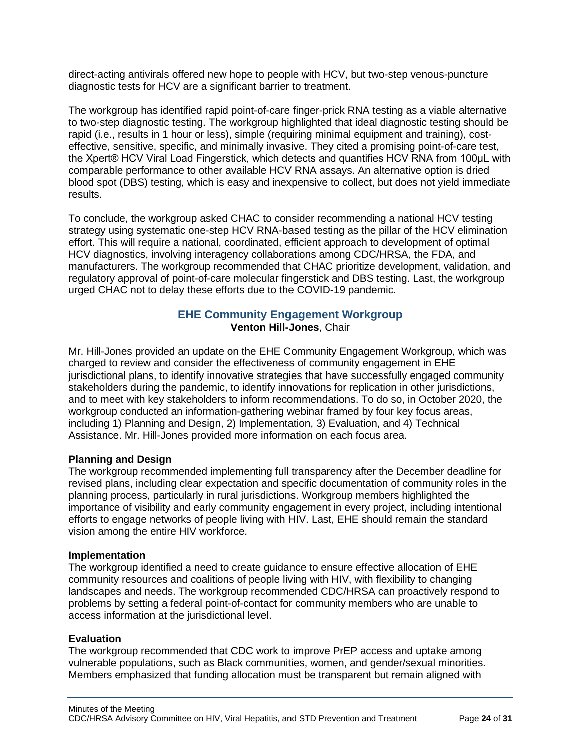direct-acting antivirals offered new hope to people with HCV, but two-step venous-puncture diagnostic tests for HCV are a significant barrier to treatment.

The workgroup has identified rapid point-of-care finger-prick RNA testing as a viable alternative to two-step diagnostic testing. The workgroup highlighted that ideal diagnostic testing should be rapid (i.e., results in 1 hour or less), simple (requiring minimal equipment and training), cost-effective, sensitive, specific, and minimally invasive. They cited a promising point-of-care test, the Xpert® HCV Viral Load Fingerstick, which detects and quantifies HCV RNA from 100μL with comparable performance to other available HCV RNA assays. An alternative option is dried blood spot (DBS) testing, which is easy and inexpensive to collect, but does not yield immediate results.

To conclude, the workgroup asked CHAC to consider recommending a national HCV testing strategy using systematic one-step HCV RNA-based testing as the pillar of the HCV elimination effort. This will require a national, coordinated, efficient approach to development of optimal HCV diagnostics, involving interagency collaborations among CDC/HRSA, the FDA, and manufacturers. The workgroup recommended that CHAC prioritize development, validation, and regulatory approval of point-of-care molecular fingerstick and DBS testing. Last, the workgroup urged CHAC not to delay these efforts due to the COVID-19 pandemic.

## EHE Community Engagement Workgroup

**Venton Hill-Jones**, Chair

Mr. Hill-Jones provided an update on the EHE Community Engagement Workgroup, which was charged to review and consider the effectiveness of community engagement in EHE jurisdictional plans, to identify innovative strategies that have successfully engaged community stakeholders during the pandemic, to identify innovations for replication in other jurisdictions, and to meet with key stakeholders to inform recommendations. To do so, in October 2020, the workgroup conducted an information-gathering webinar framed by four key focus areas, including 1) Planning and Design, 2) Implementation, 3) Evaluation, and 4) Technical Assistance. Mr. Hill-Jones provided more information on each focus area.

**Planning and Design**

The workgroup recommended implementing full transparency after the December deadline for revised plans, including clear expectation and specific documentation of community roles in the planning process, particularly in rural jurisdictions. Workgroup members highlighted the importance of visibility and early community engagement in every project, including intentional efforts to engage networks of people living with HIV. Last, EHE should remain the standard vision among the entire HIV workforce.

**Implementation**

The workgroup identified a need to create guidance to ensure effective allocation of EHE community resources and coalitions of people living with HIV, with flexibility to changing landscapes and needs. The workgroup recommended CDC/HRSA can proactively respond to problems by setting a federal point-of-contact for community members who are unable to access information at the jurisdictional level.

**Evaluation**

The workgroup recommended that CDC work to improve PrEP access and uptake among vulnerable populations, such as Black communities, women, and gender/sexual minorities. Members emphasized that funding allocation must be transparent but remain aligned with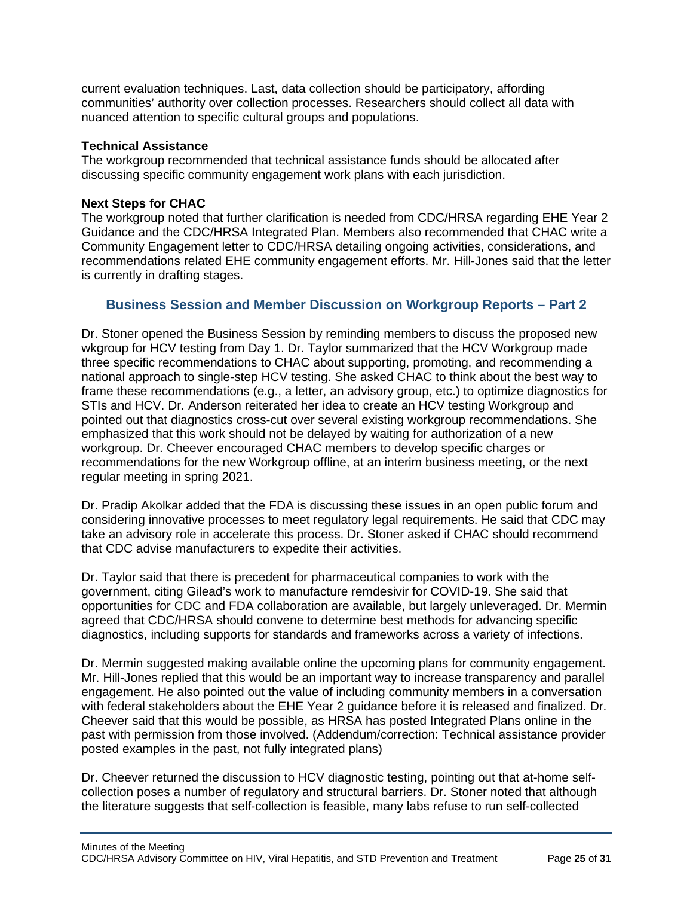current evaluation techniques. Last, data collection should be participatory, affording communities' authority over collection processes. Researchers should collect all data with nuanced attention to specific cultural groups and populations.

**Technical Assistance**

The workgroup recommended that technical assistance funds should be allocated after discussing specific community engagement work plans with each jurisdiction.

**Next Steps for CHAC**

The workgroup noted that further clarification is needed from CDC/HRSA regarding EHE Year 2 Guidance and the CDC/HRSA Integrated Plan. Members also recommended that CHAC write a Community Engagement letter to CDC/HRSA detailing ongoing activities, considerations, and recommendations related EHE community engagement efforts. Mr. Hill-Jones said that the letter is currently in drafting stages.

## Business Session and Member Discussion on Workgroup Reports – Part 2

Dr. Stoner opened the Business Session by reminding members to discuss the proposed new wkgroup for HCV testing from Day 1. Dr. Taylor summarized that the HCV Workgroup made three specific recommendations to CHAC about supporting, promoting, and recommending a national approach to single-step HCV testing. She asked CHAC to think about the best way to frame these recommendations (e.g., a letter, an advisory group, etc.) to optimize diagnostics for STIs and HCV. Dr. Anderson reiterated her idea to create an HCV testing Workgroup and pointed out that diagnostics cross-cut over several existing workgroup recommendations. She emphasized that this work should not be delayed by waiting for authorization of a new workgroup. Dr. Cheever encouraged CHAC members to develop specific charges or recommendations for the new Workgroup offline, at an interim business meeting, or the next regular meeting in spring 2021.

Dr. Pradip Akolkar added that the FDA is discussing these issues in an open public forum and considering innovative processes to meet regulatory legal requirements. He said that CDC may take an advisory role in accelerate this process. Dr. Stoner asked if CHAC should recommend that CDC advise manufacturers to expedite their activities.

Dr. Taylor said that there is precedent for pharmaceutical companies to work with the government, citing Gilead's work to manufacture remdesivir for COVID-19. She said that opportunities for CDC and FDA collaboration are available, but largely unleveraged. Dr. Mermin agreed that CDC/HRSA should convene to determine best methods for advancing specific diagnostics, including supports for standards and frameworks across a variety of infections.

Dr. Mermin suggested making available online the upcoming plans for community engagement. Mr. Hill-Jones replied that this would be an important way to increase transparency and parallel engagement. He also pointed out the value of including community members in a conversation with federal stakeholders about the EHE Year 2 guidance before it is released and finalized. Dr. Cheever said that this would be possible, as HRSA has posted Integrated Plans online in the past with permission from those involved. (Addendum/correction: Technical assistance provider posted examples in the past, not fully integrated plans)

Dr. Cheever returned the discussion to HCV diagnostic testing, pointing out that at-home self-collection poses a number of regulatory and structural barriers. Dr. Stoner noted that although the literature suggests that self-collection is feasible, many labs refuse to run self-collected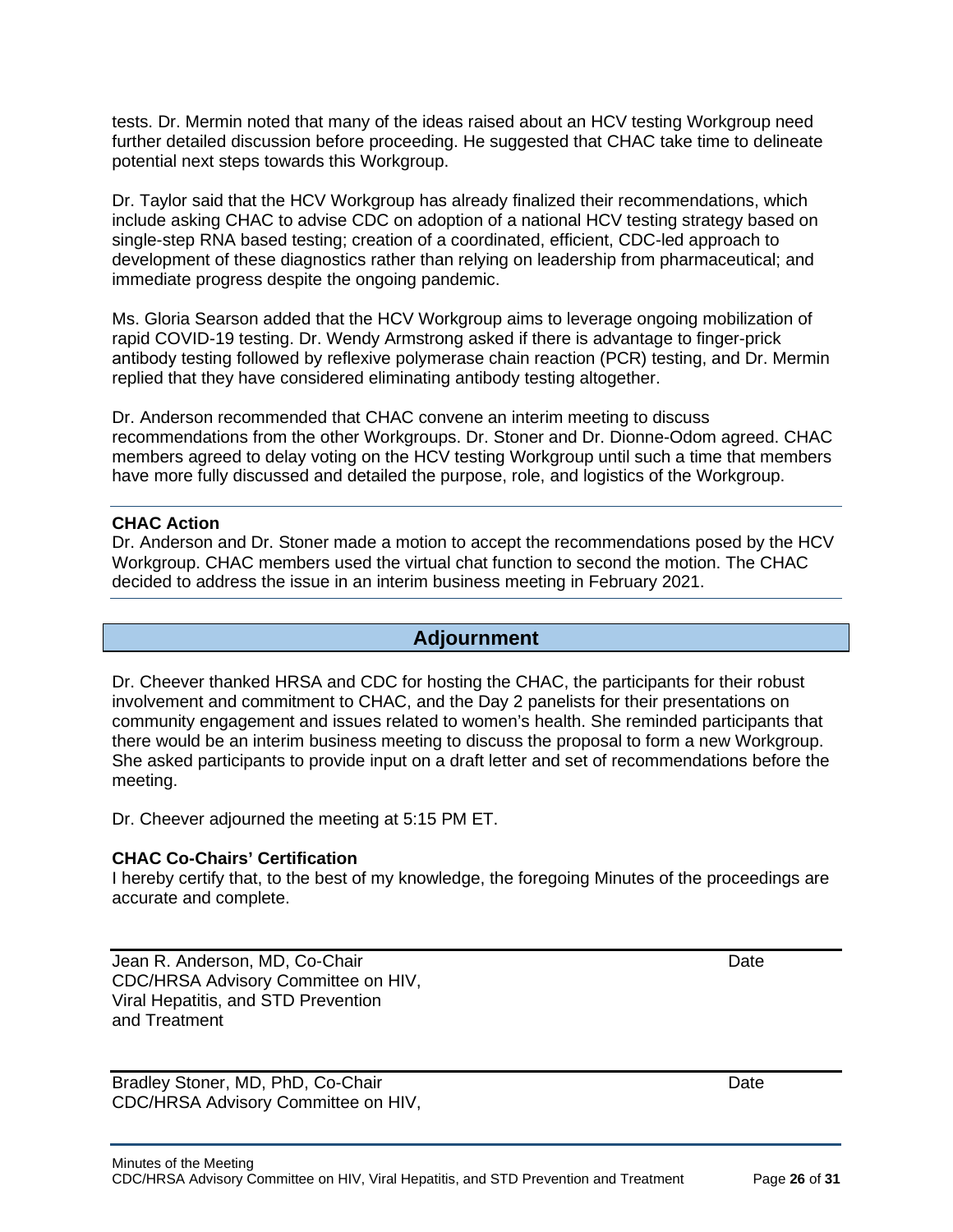tests. Dr. Mermin noted that many of the ideas raised about an HCV testing Workgroup need further detailed discussion before proceeding. He suggested that CHAC take time to delineate potential next steps towards this Workgroup.

Dr. Taylor said that the HCV Workgroup has already finalized their recommendations, which include asking CHAC to advise CDC on adoption of a national HCV testing strategy based on single-step RNA based testing; creation of a coordinated, efficient, CDC-led approach to development of these diagnostics rather than relying on leadership from pharmaceutical; and immediate progress despite the ongoing pandemic.

Ms. Gloria Searson added that the HCV Workgroup aims to leverage ongoing mobilization of rapid COVID-19 testing. Dr. Wendy Armstrong asked if there is advantage to finger-prick antibody testing followed by reflexive polymerase chain reaction (PCR) testing, and Dr. Mermin replied that they have considered eliminating antibody testing altogether.

Dr. Anderson recommended that CHAC convene an interim meeting to discuss recommendations from the other Workgroups. Dr. Stoner and Dr. Dionne-Odom agreed. CHAC members agreed to delay voting on the HCV testing Workgroup until such a time that members have more fully discussed and detailed the purpose, role, and logistics of the Workgroup.

**CHAC Action**

Dr. Anderson and Dr. Stoner made a motion to accept the recommendations posed by the HCV Workgroup. CHAC members used the virtual chat function to second the motion. The CHAC decided to address the issue in an interim business meeting in February 2021.

## Adjournment

Dr. Cheever thanked HRSA and CDC for hosting the CHAC, the participants for their robust involvement and commitment to CHAC, and the Day 2 panelists for their presentations on community engagement and issues related to women's health. She reminded participants that there would be an interim business meeting to discuss the proposal to form a new Workgroup. She asked participants to provide input on a draft letter and set of recommendations before the meeting.

Dr. Cheever adjourned the meeting at 5:15 PM ET.

**CHAC Co-Chairs' Certification**

I hereby certify that, to the best of my knowledge, the foregoing Minutes of the proceedings are accurate and complete.

Jean R. Anderson, MD, Co-Chair
CDC/HRSA Advisory Committee on HIV,
Viral Hepatitis, and STD Prevention
and Treatment

Date

Bradley Stoner, MD, PhD, Co-Chair
CDC/HRSA Advisory Committee on HIV,

Date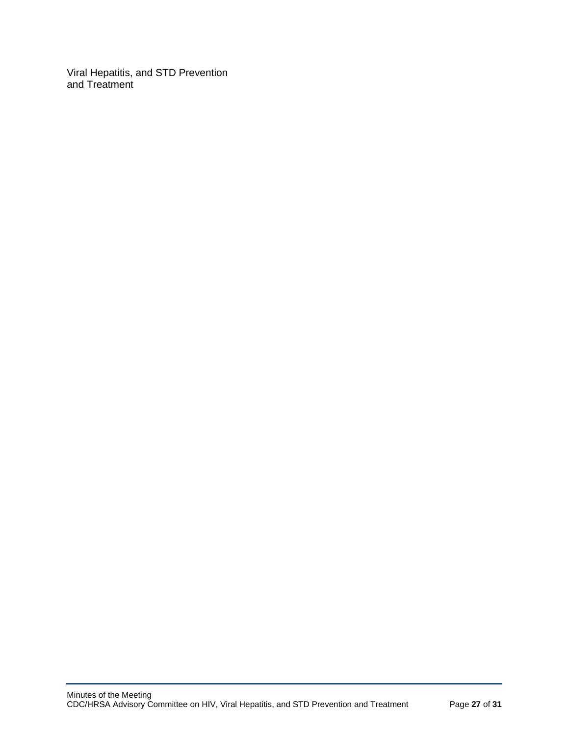Viral Hepatitis, and STD Prevention
and Treatment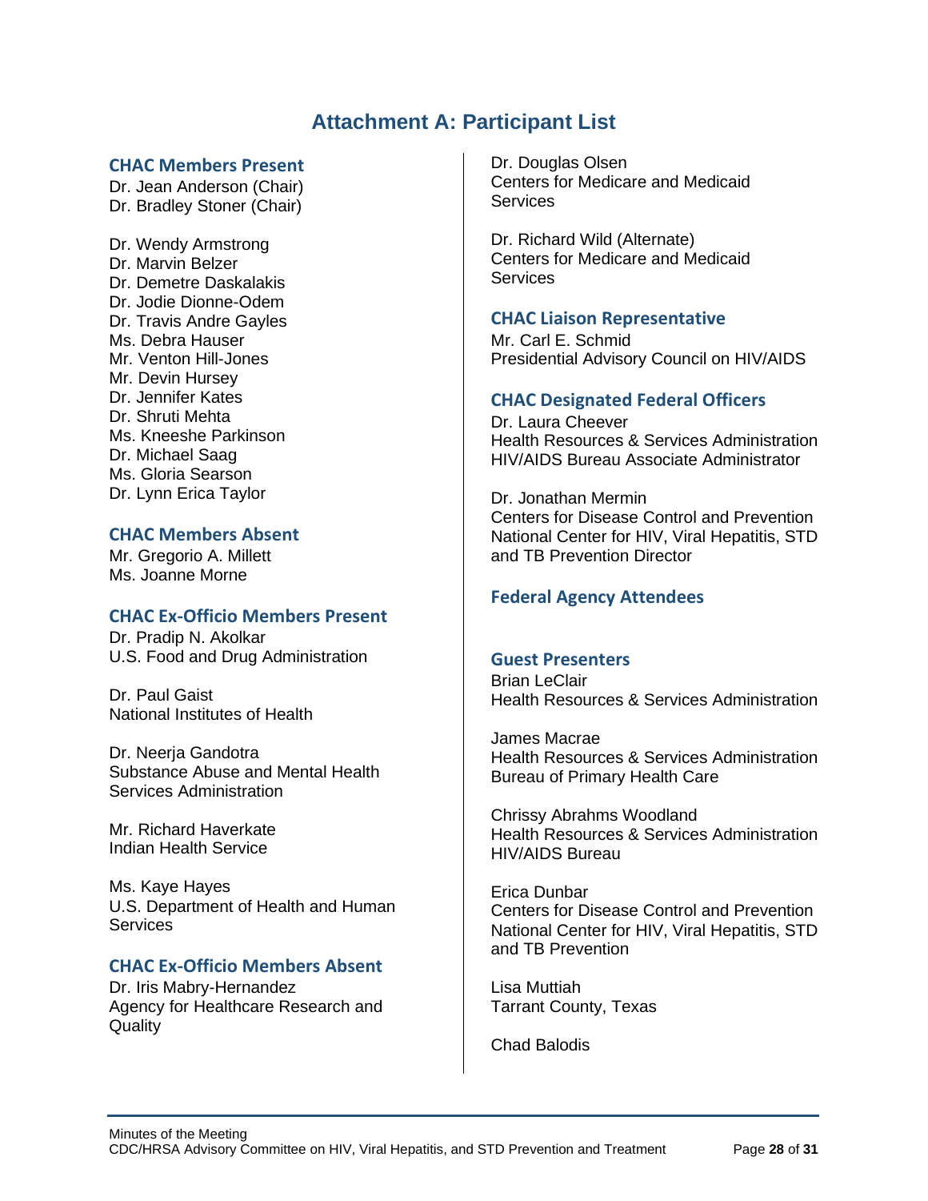# Attachment A: Participant List

### CHAC Members Present

Dr. Jean Anderson (Chair)
Dr. Bradley Stoner (Chair)

Dr. Wendy Armstrong
Dr. Marvin Belzer
Dr. Demetre Daskalakis
Dr. Jodie Dionne-Odem
Dr. Travis Andre Gayles
Ms. Debra Hauser
Mr. Venton Hill-Jones
Mr. Devin Hursey
Dr. Jennifer Kates
Dr. Shruti Mehta
Ms. Kneeshe Parkinson
Dr. Michael Saag
Ms. Gloria Searson
Dr. Lynn Erica Taylor

### CHAC Members Absent

Mr. Gregorio A. Millett
Ms. Joanne Morne

### CHAC Ex-Officio Members Present

Dr. Pradip N. Akolkar
U.S. Food and Drug Administration

Dr. Paul Gaist
National Institutes of Health

Dr. Neerja Gandotra
Substance Abuse and Mental Health Services Administration

Mr. Richard Haverkate
Indian Health Service

Ms. Kaye Hayes
U.S. Department of Health and Human Services

### CHAC Ex-Officio Members Absent

Dr. Iris Mabry-Hernandez
Agency for Healthcare Research and Quality

Dr. Douglas Olsen
Centers for Medicare and Medicaid Services

Dr. Richard Wild (Alternate)
Centers for Medicare and Medicaid Services

### CHAC Liaison Representative

Mr. Carl E. Schmid
Presidential Advisory Council on HIV/AIDS

### CHAC Designated Federal Officers

Dr. Laura Cheever
Health Resources & Services Administration
HIV/AIDS Bureau Associate Administrator

Dr. Jonathan Mermin
Centers for Disease Control and Prevention
National Center for HIV, Viral Hepatitis, STD and TB Prevention Director

### Federal Agency Attendees

### Guest Presenters

Brian LeClair
Health Resources & Services Administration

James Macrae
Health Resources & Services Administration
Bureau of Primary Health Care

Chrissy Abrahms Woodland
Health Resources & Services Administration
HIV/AIDS Bureau

Erica Dunbar
Centers for Disease Control and Prevention
National Center for HIV, Viral Hepatitis, STD and TB Prevention

Lisa Muttiah
Tarrant County, Texas

Chad Balodis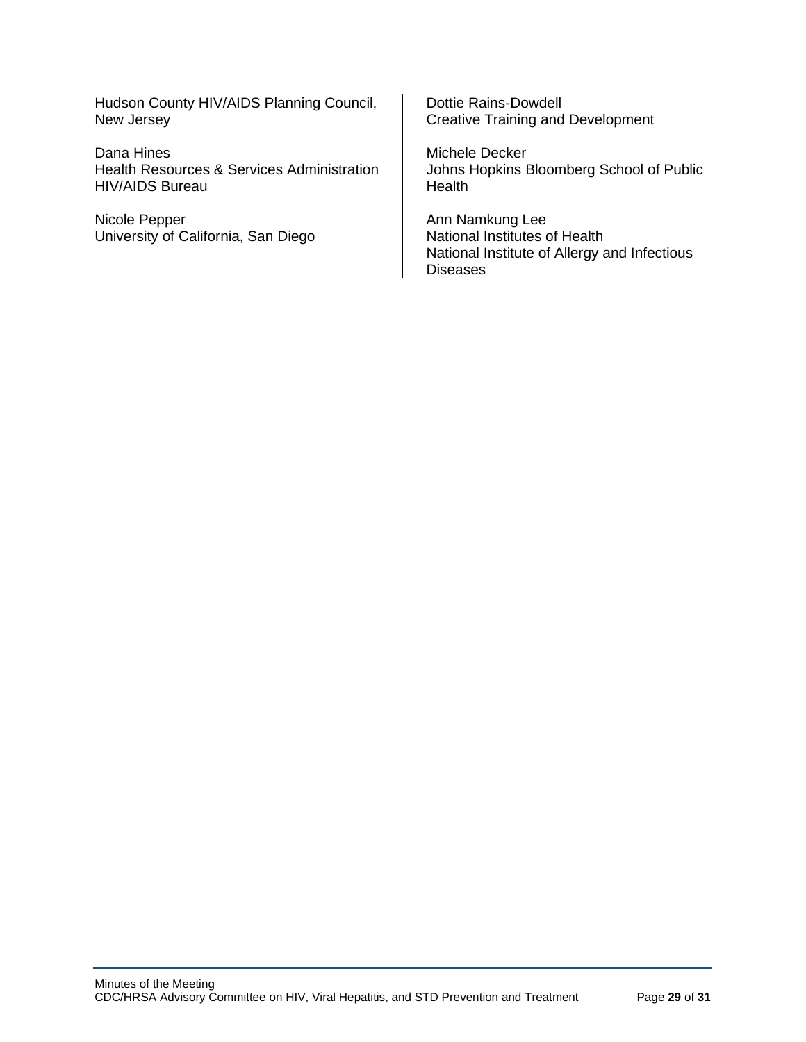Hudson County HIV/AIDS Planning Council, New Jersey

Dana Hines
Health Resources & Services Administration
HIV/AIDS Bureau

Nicole Pepper
University of California, San Diego

Dottie Rains-Dowdell
Creative Training and Development

Michele Decker
Johns Hopkins Bloomberg School of Public Health

Ann Namkung Lee
National Institutes of Health
National Institute of Allergy and Infectious Diseases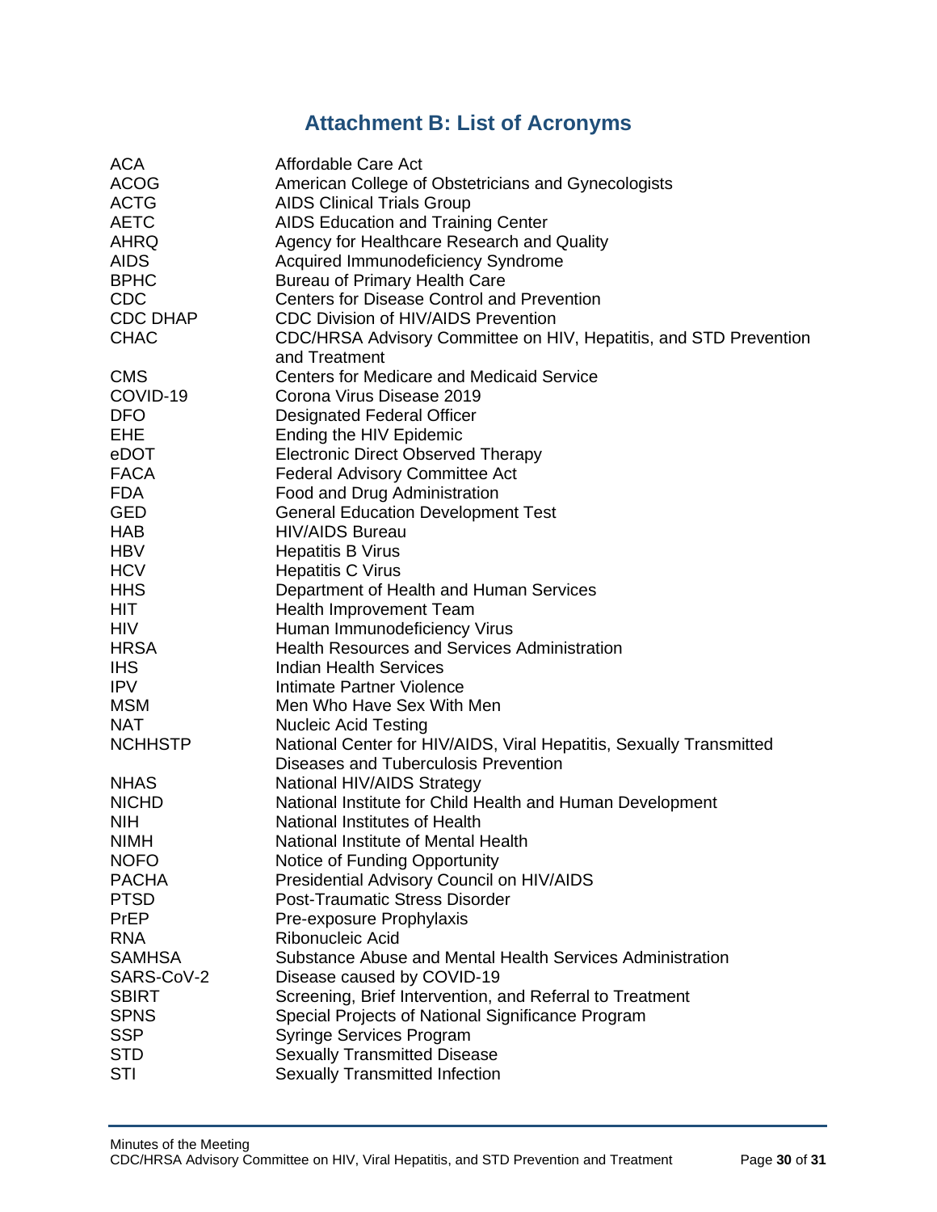## Attachment B: List of Acronyms

| | |
|---|---|
| ACA | Affordable Care Act |
| ACOG | American College of Obstetricians and Gynecologists |
| ACTG | AIDS Clinical Trials Group |
| AETC | AIDS Education and Training Center |
| AHRQ | Agency for Healthcare Research and Quality |
| AIDS | Acquired Immunodeficiency Syndrome |
| BPHC | Bureau of Primary Health Care |
| CDC | Centers for Disease Control and Prevention |
| CDC DHAP | CDC Division of HIV/AIDS Prevention |
| CHAC | CDC/HRSA Advisory Committee on HIV, Hepatitis, and STD Prevention and Treatment |
| CMS | Centers for Medicare and Medicaid Service |
| COVID-19 | Corona Virus Disease 2019 |
| DFO | Designated Federal Officer |
| EHE | Ending the HIV Epidemic |
| eDOT | Electronic Direct Observed Therapy |
| FACA | Federal Advisory Committee Act |
| FDA | Food and Drug Administration |
| GED | General Education Development Test |
| HAB | HIV/AIDS Bureau |
| HBV | Hepatitis B Virus |
| HCV | Hepatitis C Virus |
| HHS | Department of Health and Human Services |
| HIT | Health Improvement Team |
| HIV | Human Immunodeficiency Virus |
| HRSA | Health Resources and Services Administration |
| IHS | Indian Health Services |
| IPV | Intimate Partner Violence |
| MSM | Men Who Have Sex With Men |
| NAT | Nucleic Acid Testing |
| NCHHSTP | National Center for HIV/AIDS, Viral Hepatitis, Sexually Transmitted Diseases and Tuberculosis Prevention |
| NHAS | National HIV/AIDS Strategy |
| NICHD | National Institute for Child Health and Human Development |
| NIH | National Institutes of Health |
| NIMH | National Institute of Mental Health |
| NOFO | Notice of Funding Opportunity |
| PACHA | Presidential Advisory Council on HIV/AIDS |
| PTSD | Post-Traumatic Stress Disorder |
| PrEP | Pre-exposure Prophylaxis |
| RNA | Ribonucleic Acid |
| SAMHSA | Substance Abuse and Mental Health Services Administration |
| SARS-CoV-2 | Disease caused by COVID-19 |
| SBIRT | Screening, Brief Intervention, and Referral to Treatment |
| SPNS | Special Projects of National Significance Program |
| SSP | Syringe Services Program |
| STD | Sexually Transmitted Disease |
| STI | Sexually Transmitted Infection |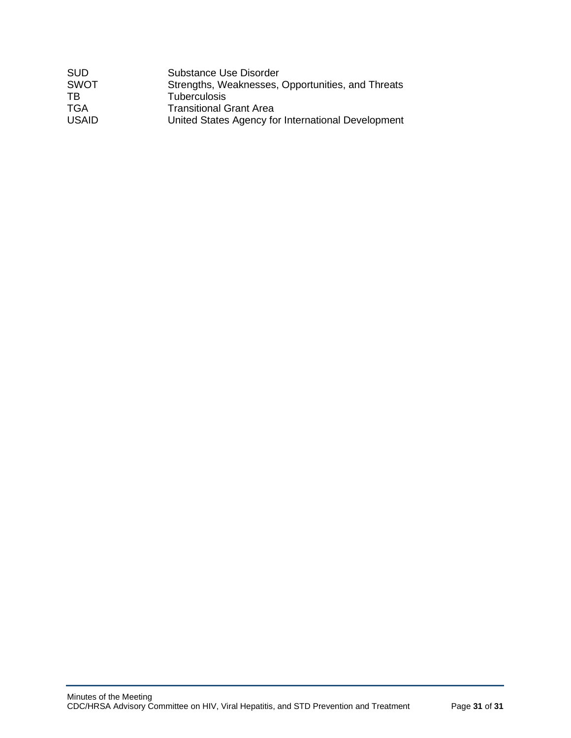| | |
|---|---|
| SUD | Substance Use Disorder |
| SWOT | Strengths, Weaknesses, Opportunities, and Threats |
| TB | Tuberculosis |
| TGA | Transitional Grant Area |
| USAID | United States Agency for International Development |